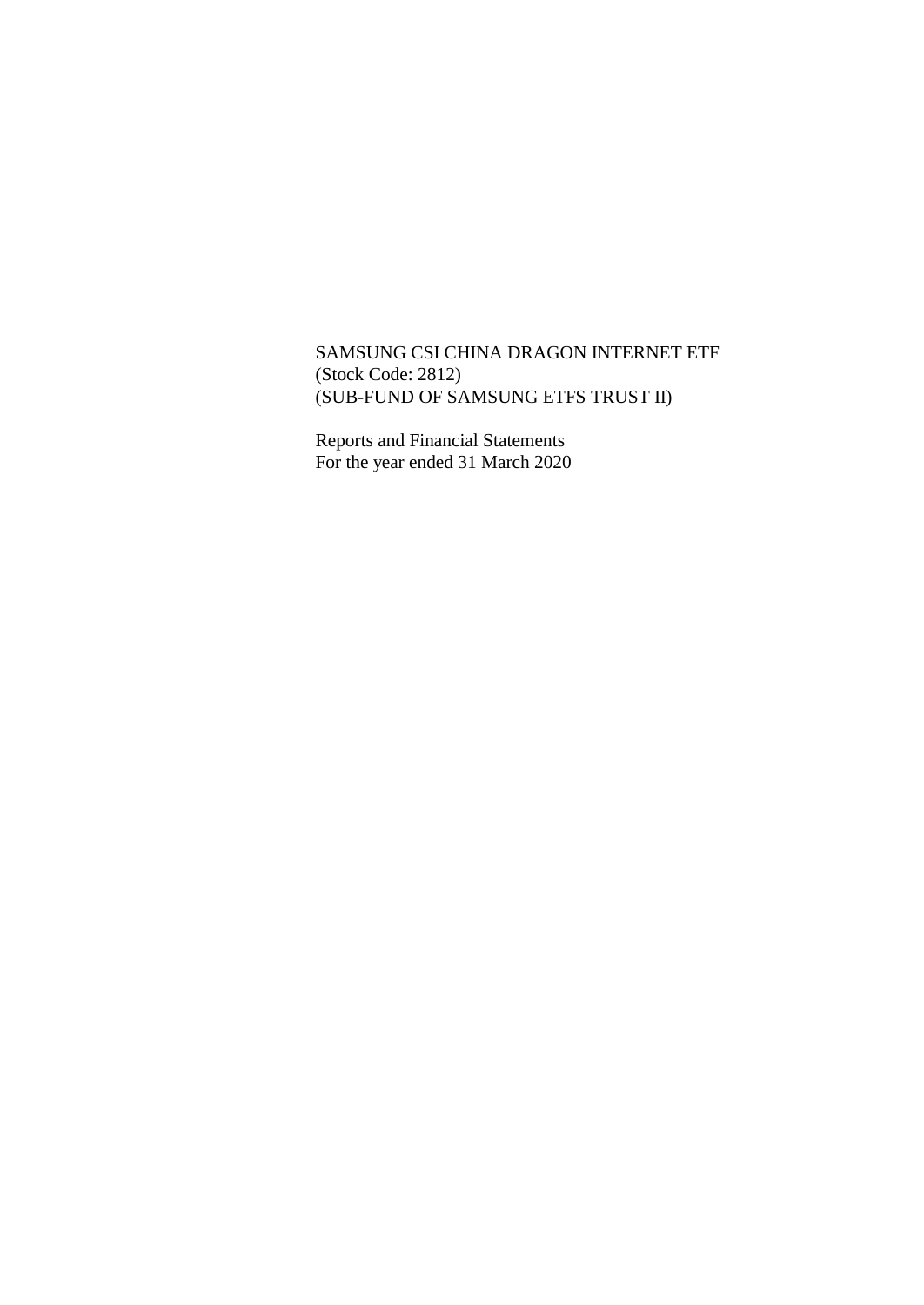SAMSUNG CSI CHINA DRAGON INTERNET ETF
(Stock Code: 2812)
(SUB-FUND OF SAMSUNG ETFS TRUST II)

Reports and Financial Statements
For the year ended 31 March 2020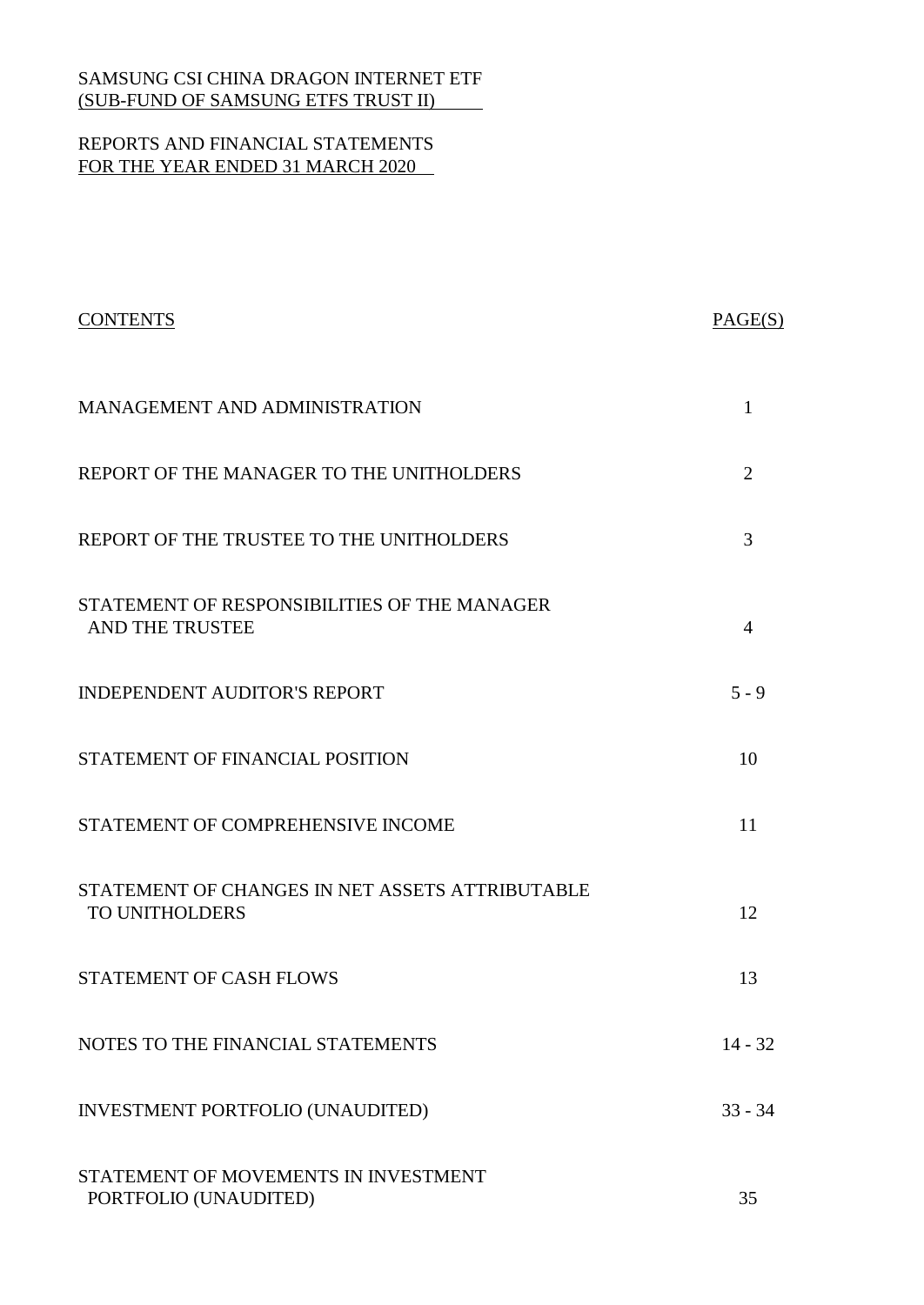SAMSUNG CSI CHINA DRAGON INTERNET ETF
(SUB-FUND OF SAMSUNG ETFS TRUST II)

REPORTS AND FINANCIAL STATEMENTS
FOR THE YEAR ENDED 31 MARCH 2020

| CONTENTS | PAGE(S) |
|---|---|
| MANAGEMENT AND ADMINISTRATION | 1 |
| REPORT OF THE MANAGER TO THE UNITHOLDERS | 2 |
| REPORT OF THE TRUSTEE TO THE UNITHOLDERS | 3 |
| STATEMENT OF RESPONSIBILITIES OF THE MANAGER AND THE TRUSTEE | 4 |
| INDEPENDENT AUDITOR'S REPORT | 5 - 9 |
| STATEMENT OF FINANCIAL POSITION | 10 |
| STATEMENT OF COMPREHENSIVE INCOME | 11 |
| STATEMENT OF CHANGES IN NET ASSETS ATTRIBUTABLE TO UNITHOLDERS | 12 |
| STATEMENT OF CASH FLOWS | 13 |
| NOTES TO THE FINANCIAL STATEMENTS | 14 - 32 |
| INVESTMENT PORTFOLIO (UNAUDITED) | 33 - 34 |
| STATEMENT OF MOVEMENTS IN INVESTMENT PORTFOLIO (UNAUDITED) | 35 |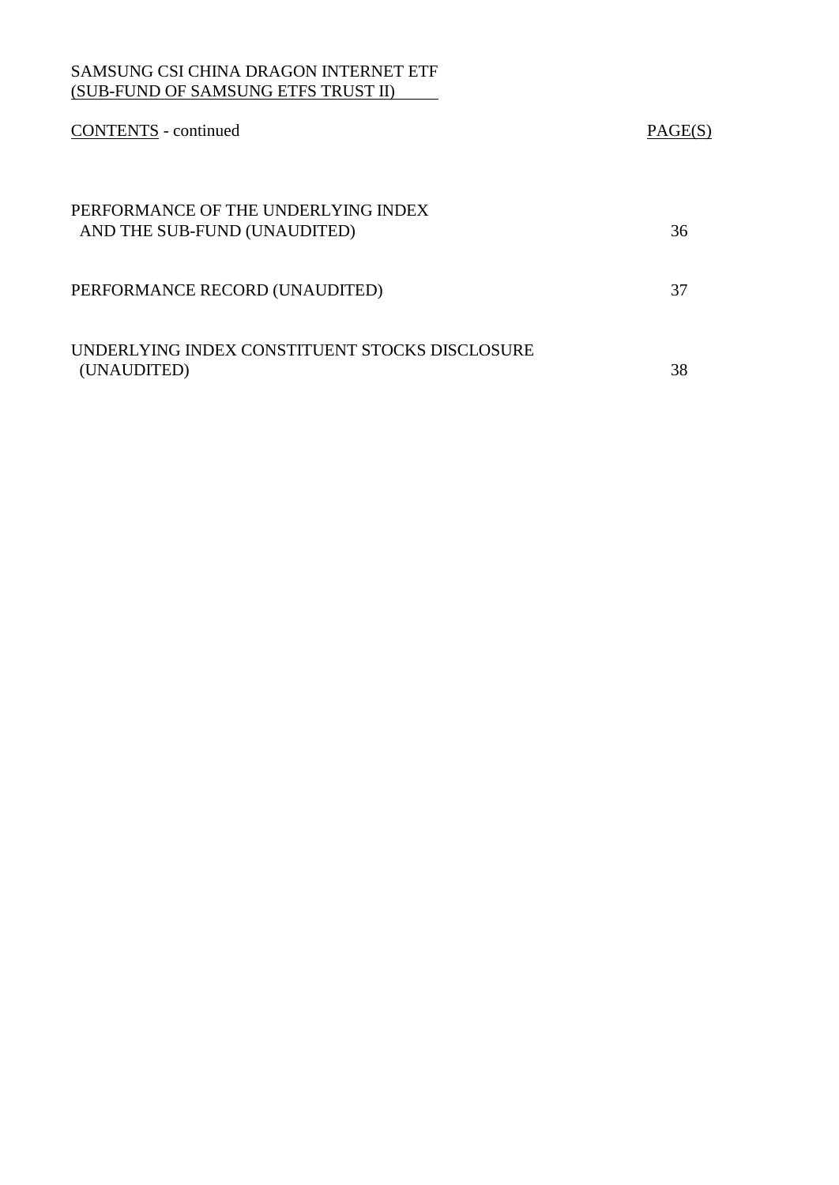SAMSUNG CSI CHINA DRAGON INTERNET ETF
(SUB-FUND OF SAMSUNG ETFS TRUST II)

| CONTENTS - continued | PAGE(S) |
|---|---|
| PERFORMANCE OF THE UNDERLYING INDEX AND THE SUB-FUND (UNAUDITED) | 36 |
| PERFORMANCE RECORD (UNAUDITED) | 37 |
| UNDERLYING INDEX CONSTITUENT STOCKS DISCLOSURE (UNAUDITED) | 38 |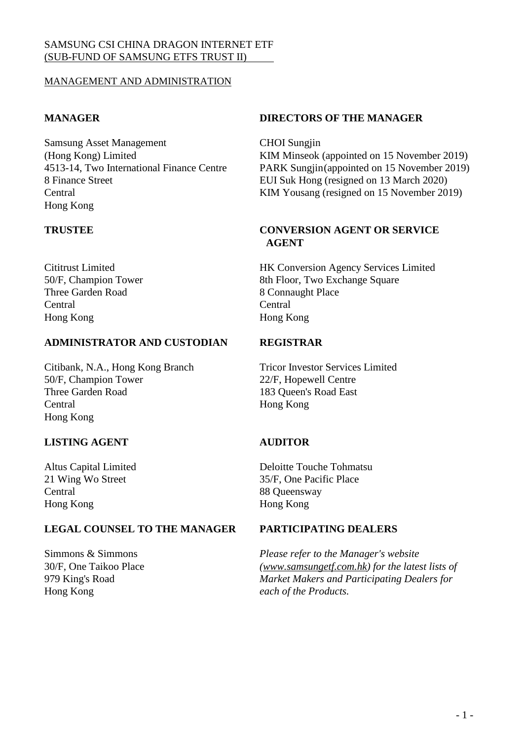SAMSUNG CSI CHINA DRAGON INTERNET ETF
(SUB-FUND OF SAMSUNG ETFS TRUST II)

MANAGEMENT AND ADMINISTRATION

**MANAGER**

Samsung Asset Management
(Hong Kong) Limited
4513-14, Two International Finance Centre
8 Finance Street
Central
Hong Kong

**DIRECTORS OF THE MANAGER**

CHOI Sungjin
KIM Minseok (appointed on 15 November 2019)
PARK Sungjin(appointed on 15 November 2019)
EUI Suk Hong (resigned on 13 March 2020)
KIM Yousang (resigned on 15 November 2019)

**TRUSTEE**

Cititrust Limited
50/F, Champion Tower
Three Garden Road
Central
Hong Kong

**CONVERSION AGENT OR SERVICE AGENT**

HK Conversion Agency Services Limited
8th Floor, Two Exchange Square
8 Connaught Place
Central
Hong Kong

**ADMINISTRATOR AND CUSTODIAN**

Citibank, N.A., Hong Kong Branch
50/F, Champion Tower
Three Garden Road
Central
Hong Kong

**REGISTRAR**

Tricor Investor Services Limited
22/F, Hopewell Centre
183 Queen's Road East
Hong Kong

**LISTING AGENT**

Altus Capital Limited
21 Wing Wo Street
Central
Hong Kong

**AUDITOR**

Deloitte Touche Tohmatsu
35/F, One Pacific Place
88 Queensway
Hong Kong

**LEGAL COUNSEL TO THE MANAGER**

Simmons & Simmons
30/F, One Taikoo Place
979 King's Road
Hong Kong

**PARTICIPATING DEALERS**

*Please refer to the Manager's website (www.samsungetf.com.hk) for the latest lists of Market Makers and Participating Dealers for each of the Products.*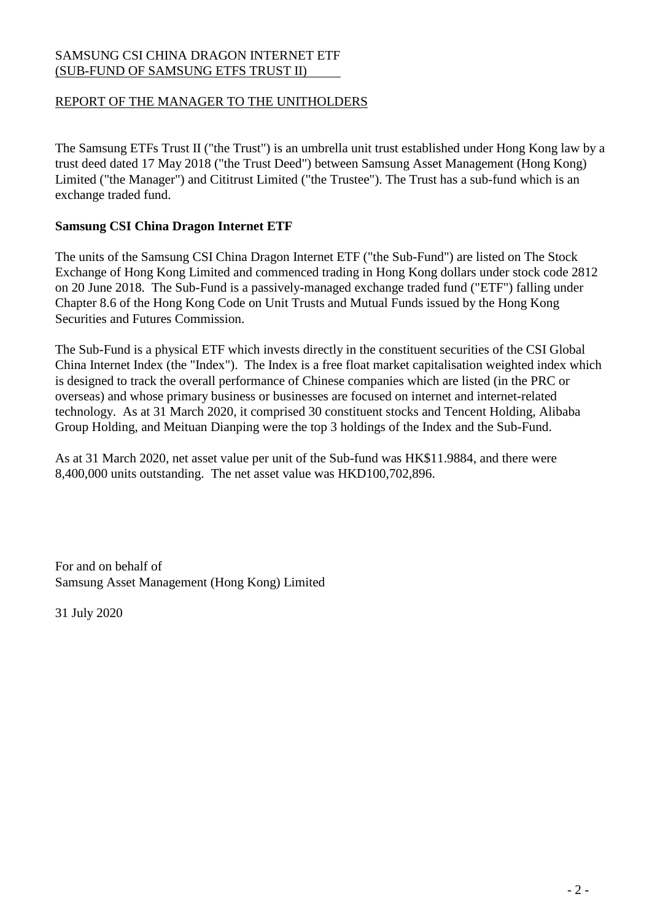SAMSUNG CSI CHINA DRAGON INTERNET ETF
(SUB-FUND OF SAMSUNG ETFS TRUST II)

REPORT OF THE MANAGER TO THE UNITHOLDERS

The Samsung ETFs Trust II ("the Trust") is an umbrella unit trust established under Hong Kong law by a trust deed dated 17 May 2018 ("the Trust Deed") between Samsung Asset Management (Hong Kong) Limited ("the Manager") and Cititrust Limited ("the Trustee"). The Trust has a sub-fund which is an exchange traded fund.

**Samsung CSI China Dragon Internet ETF**

The units of the Samsung CSI China Dragon Internet ETF ("the Sub-Fund") are listed on The Stock Exchange of Hong Kong Limited and commenced trading in Hong Kong dollars under stock code 2812 on 20 June 2018. The Sub-Fund is a passively-managed exchange traded fund ("ETF") falling under Chapter 8.6 of the Hong Kong Code on Unit Trusts and Mutual Funds issued by the Hong Kong Securities and Futures Commission.

The Sub-Fund is a physical ETF which invests directly in the constituent securities of the CSI Global China Internet Index (the "Index"). The Index is a free float market capitalisation weighted index which is designed to track the overall performance of Chinese companies which are listed (in the PRC or overseas) and whose primary business or businesses are focused on internet and internet-related technology. As at 31 March 2020, it comprised 30 constituent stocks and Tencent Holding, Alibaba Group Holding, and Meituan Dianping were the top 3 holdings of the Index and the Sub-Fund.

As at 31 March 2020, net asset value per unit of the Sub-fund was HK$11.9884, and there were 8,400,000 units outstanding. The net asset value was HKD100,702,896.

For and on behalf of
Samsung Asset Management (Hong Kong) Limited

31 July 2020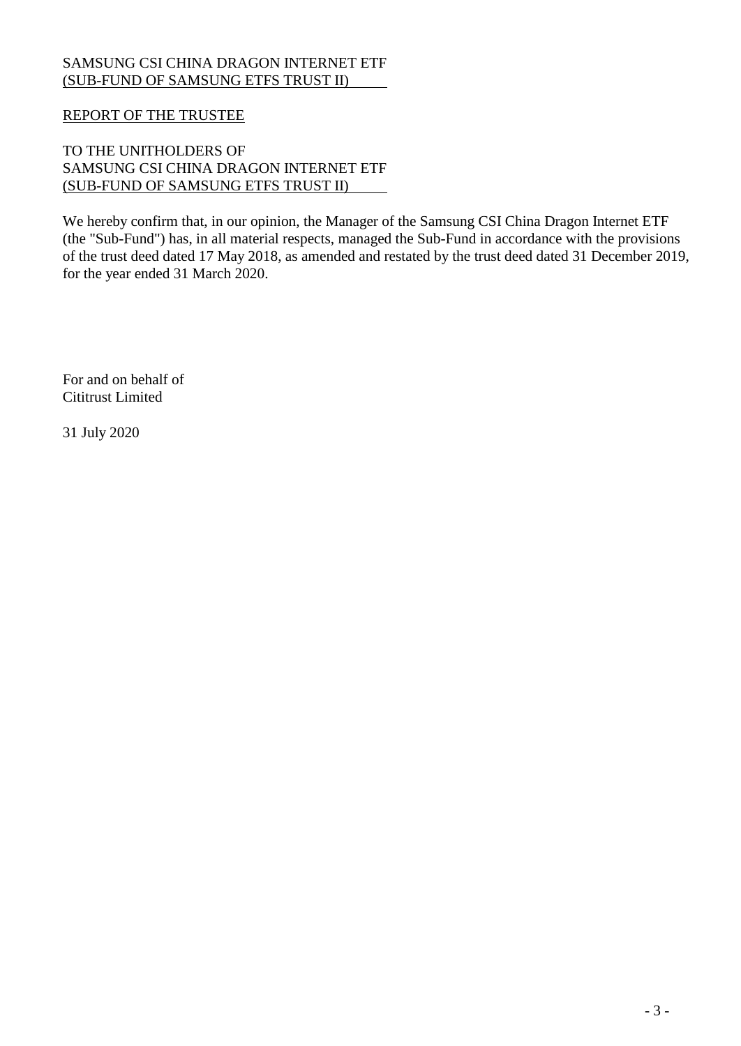SAMSUNG CSI CHINA DRAGON INTERNET ETF
(SUB-FUND OF SAMSUNG ETFS TRUST II)

## REPORT OF THE TRUSTEE

TO THE UNITHOLDERS OF
SAMSUNG CSI CHINA DRAGON INTERNET ETF
(SUB-FUND OF SAMSUNG ETFS TRUST II)

We hereby confirm that, in our opinion, the Manager of the Samsung CSI China Dragon Internet ETF (the "Sub-Fund") has, in all material respects, managed the Sub-Fund in accordance with the provisions of the trust deed dated 17 May 2018, as amended and restated by the trust deed dated 31 December 2019, for the year ended 31 March 2020.

For and on behalf of
Cititrust Limited

31 July 2020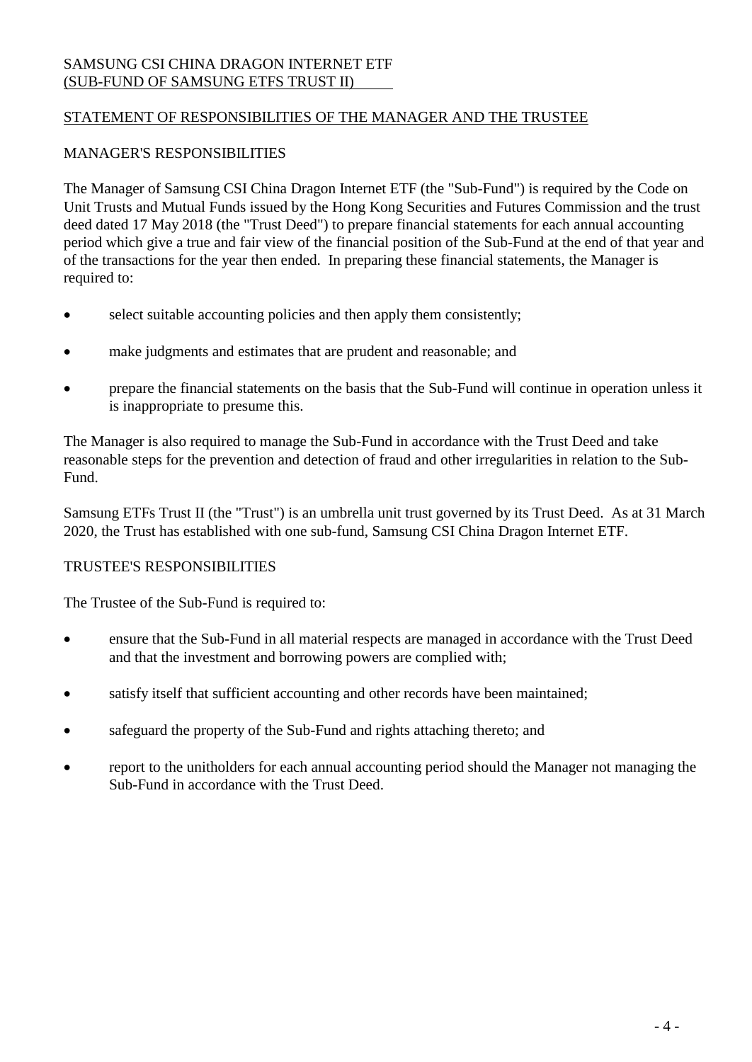SAMSUNG CSI CHINA DRAGON INTERNET ETF
(SUB-FUND OF SAMSUNG ETFS TRUST II)

## STATEMENT OF RESPONSIBILITIES OF THE MANAGER AND THE TRUSTEE

### MANAGER'S RESPONSIBILITIES

The Manager of Samsung CSI China Dragon Internet ETF (the "Sub-Fund") is required by the Code on Unit Trusts and Mutual Funds issued by the Hong Kong Securities and Futures Commission and the trust deed dated 17 May 2018 (the "Trust Deed") to prepare financial statements for each annual accounting period which give a true and fair view of the financial position of the Sub-Fund at the end of that year and of the transactions for the year then ended. In preparing these financial statements, the Manager is required to:

- select suitable accounting policies and then apply them consistently;
- make judgments and estimates that are prudent and reasonable; and
- prepare the financial statements on the basis that the Sub-Fund will continue in operation unless it is inappropriate to presume this.

The Manager is also required to manage the Sub-Fund in accordance with the Trust Deed and take reasonable steps for the prevention and detection of fraud and other irregularities in relation to the Sub-Fund.

Samsung ETFs Trust II (the "Trust") is an umbrella unit trust governed by its Trust Deed. As at 31 March 2020, the Trust has established with one sub-fund, Samsung CSI China Dragon Internet ETF.

### TRUSTEE'S RESPONSIBILITIES

The Trustee of the Sub-Fund is required to:

- ensure that the Sub-Fund in all material respects are managed in accordance with the Trust Deed and that the investment and borrowing powers are complied with;
- satisfy itself that sufficient accounting and other records have been maintained;
- safeguard the property of the Sub-Fund and rights attaching thereto; and
- report to the unitholders for each annual accounting period should the Manager not managing the Sub-Fund in accordance with the Trust Deed.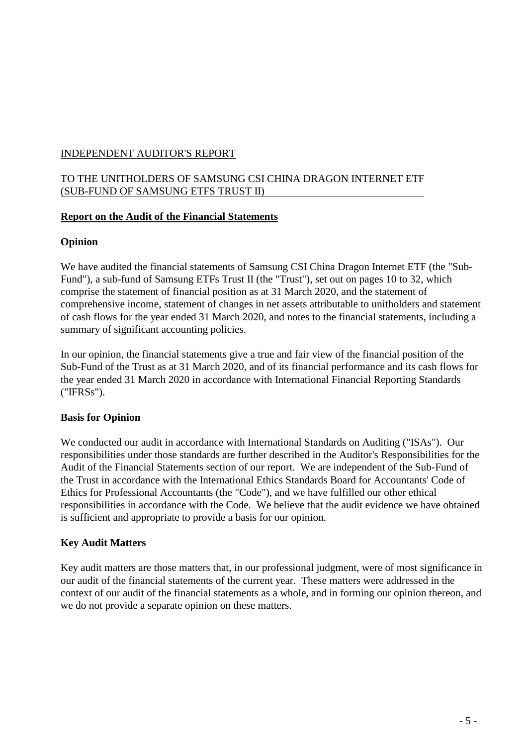INDEPENDENT AUDITOR'S REPORT

TO THE UNITHOLDERS OF SAMSUNG CSI CHINA DRAGON INTERNET ETF (SUB-FUND OF SAMSUNG ETFS TRUST II)

## Report on the Audit of the Financial Statements

### Opinion

We have audited the financial statements of Samsung CSI China Dragon Internet ETF (the "Sub-Fund"), a sub-fund of Samsung ETFs Trust II (the "Trust"), set out on pages 10 to 32, which comprise the statement of financial position as at 31 March 2020, and the statement of comprehensive income, statement of changes in net assets attributable to unitholders and statement of cash flows for the year ended 31 March 2020, and notes to the financial statements, including a summary of significant accounting policies.

In our opinion, the financial statements give a true and fair view of the financial position of the Sub-Fund of the Trust as at 31 March 2020, and of its financial performance and its cash flows for the year ended 31 March 2020 in accordance with International Financial Reporting Standards ("IFRSs").

### Basis for Opinion

We conducted our audit in accordance with International Standards on Auditing ("ISAs"). Our responsibilities under those standards are further described in the Auditor's Responsibilities for the Audit of the Financial Statements section of our report. We are independent of the Sub-Fund of the Trust in accordance with the International Ethics Standards Board for Accountants' Code of Ethics for Professional Accountants (the "Code"), and we have fulfilled our other ethical responsibilities in accordance with the Code. We believe that the audit evidence we have obtained is sufficient and appropriate to provide a basis for our opinion.

### Key Audit Matters

Key audit matters are those matters that, in our professional judgment, were of most significance in our audit of the financial statements of the current year. These matters were addressed in the context of our audit of the financial statements as a whole, and in forming our opinion thereon, and we do not provide a separate opinion on these matters.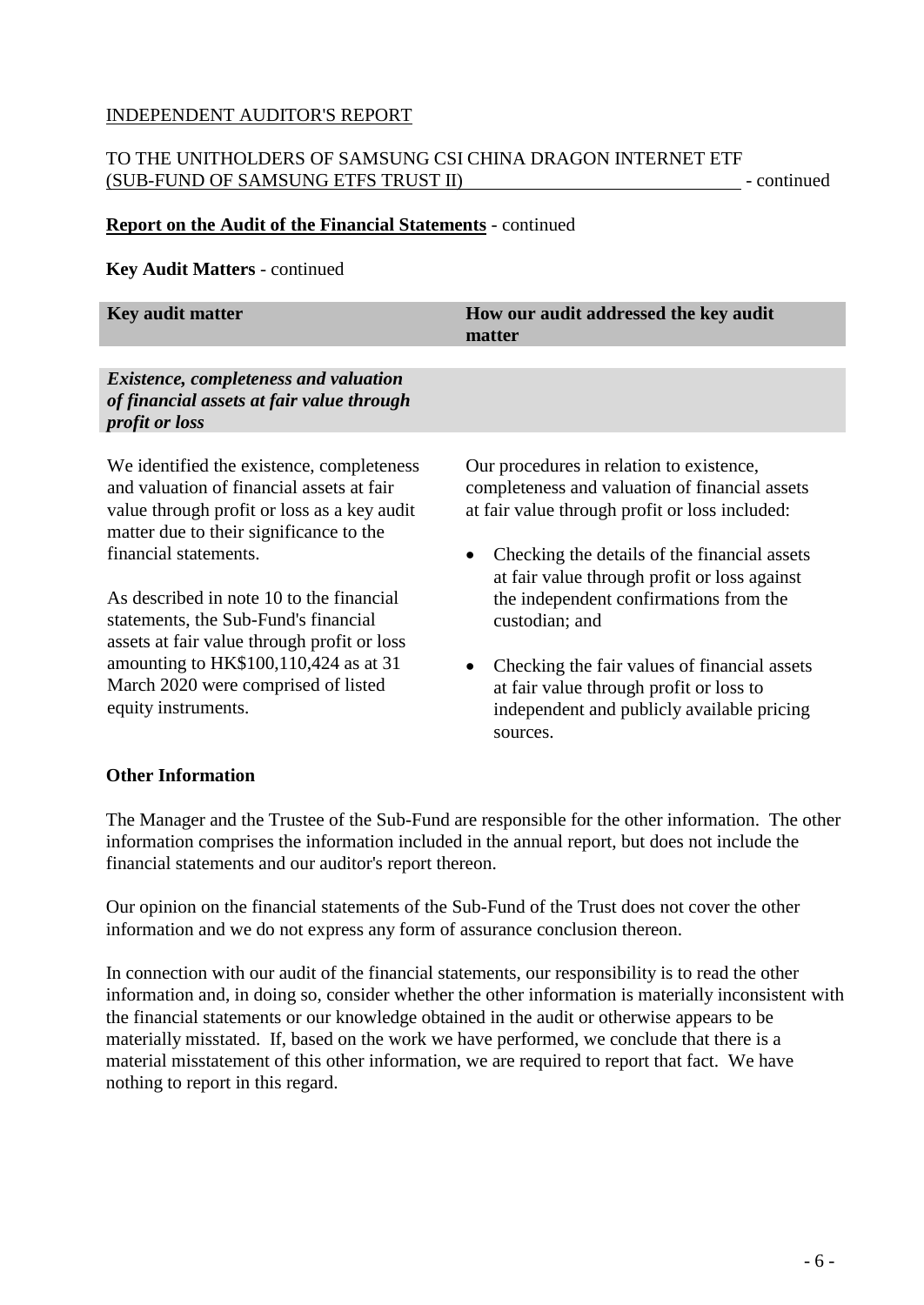INDEPENDENT AUDITOR'S REPORT

TO THE UNITHOLDERS OF SAMSUNG CSI CHINA DRAGON INTERNET ETF (SUB-FUND OF SAMSUNG ETFS TRUST II) - continued

**Report on the Audit of the Financial Statements** - continued

**Key Audit Matters** - continued

| Key audit matter | How our audit addressed the key audit matter |
| --- | --- |
| ***Existence, completeness and valuation of financial assets at fair value through profit or loss*** | |
| We identified the existence, completeness and valuation of financial assets at fair value through profit or loss as a key audit matter due to their significance to the financial statements.<br><br>As described in note 10 to the financial statements, the Sub-Fund's financial assets at fair value through profit or loss amounting to HK$100,110,424 as at 31 March 2020 were comprised of listed equity instruments. | Our procedures in relation to existence, completeness and valuation of financial assets at fair value through profit or loss included:<br><br>• Checking the details of the financial assets at fair value through profit or loss against the independent confirmations from the custodian; and<br><br>• Checking the fair values of financial assets at fair value through profit or loss to independent and publicly available pricing sources. |

**Other Information**

The Manager and the Trustee of the Sub-Fund are responsible for the other information. The other information comprises the information included in the annual report, but does not include the financial statements and our auditor's report thereon.

Our opinion on the financial statements of the Sub-Fund of the Trust does not cover the other information and we do not express any form of assurance conclusion thereon.

In connection with our audit of the financial statements, our responsibility is to read the other information and, in doing so, consider whether the other information is materially inconsistent with the financial statements or our knowledge obtained in the audit or otherwise appears to be materially misstated. If, based on the work we have performed, we conclude that there is a material misstatement of this other information, we are required to report that fact. We have nothing to report in this regard.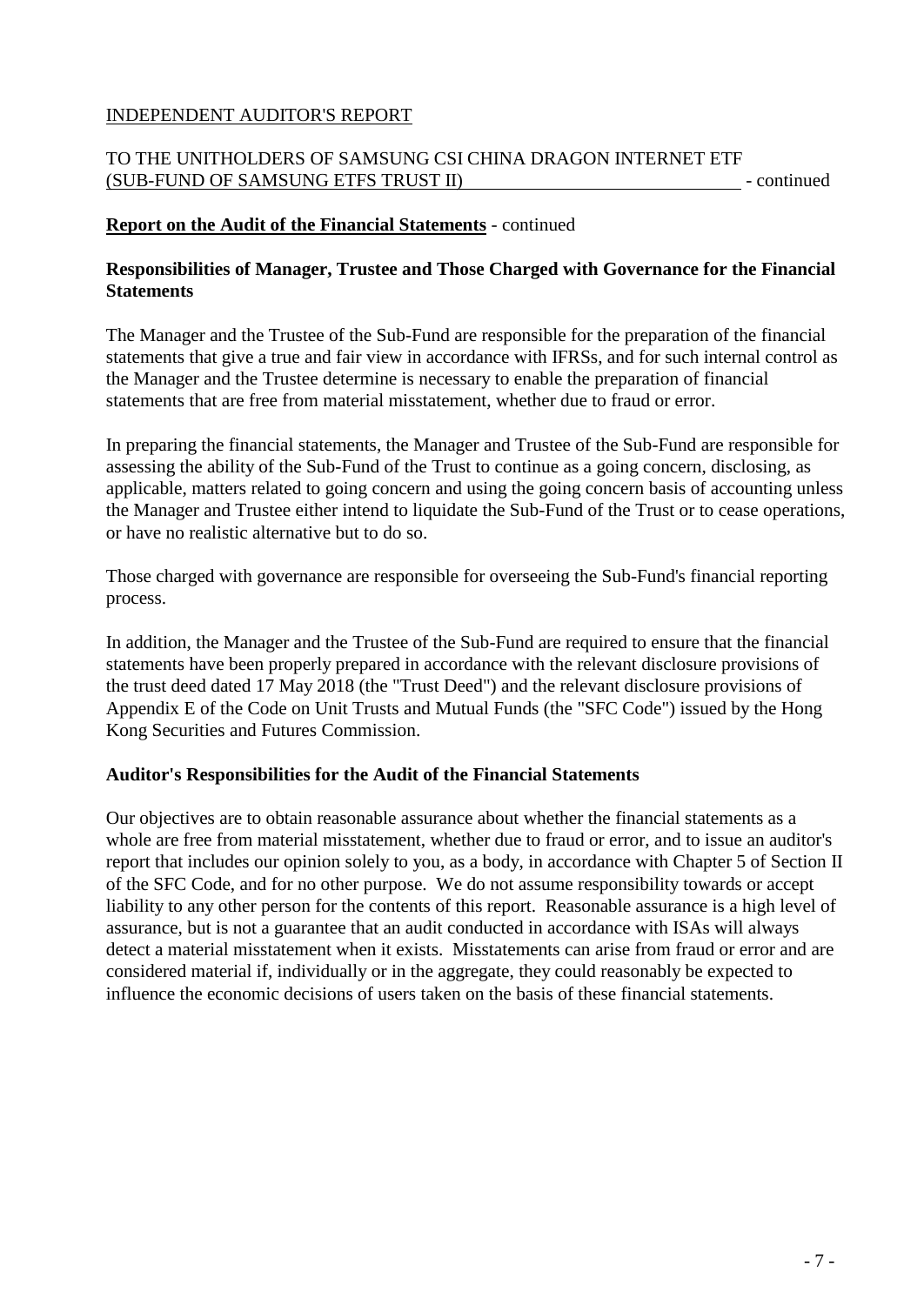INDEPENDENT AUDITOR'S REPORT

TO THE UNITHOLDERS OF SAMSUNG CSI CHINA DRAGON INTERNET ETF (SUB-FUND OF SAMSUNG ETFS TRUST II) - continued

**Report on the Audit of the Financial Statements** - continued

**Responsibilities of Manager, Trustee and Those Charged with Governance for the Financial Statements**

The Manager and the Trustee of the Sub-Fund are responsible for the preparation of the financial statements that give a true and fair view in accordance with IFRSs, and for such internal control as the Manager and the Trustee determine is necessary to enable the preparation of financial statements that are free from material misstatement, whether due to fraud or error.

In preparing the financial statements, the Manager and Trustee of the Sub-Fund are responsible for assessing the ability of the Sub-Fund of the Trust to continue as a going concern, disclosing, as applicable, matters related to going concern and using the going concern basis of accounting unless the Manager and Trustee either intend to liquidate the Sub-Fund of the Trust or to cease operations, or have no realistic alternative but to do so.

Those charged with governance are responsible for overseeing the Sub-Fund's financial reporting process.

In addition, the Manager and the Trustee of the Sub-Fund are required to ensure that the financial statements have been properly prepared in accordance with the relevant disclosure provisions of the trust deed dated 17 May 2018 (the "Trust Deed") and the relevant disclosure provisions of Appendix E of the Code on Unit Trusts and Mutual Funds (the "SFC Code") issued by the Hong Kong Securities and Futures Commission.

**Auditor's Responsibilities for the Audit of the Financial Statements**

Our objectives are to obtain reasonable assurance about whether the financial statements as a whole are free from material misstatement, whether due to fraud or error, and to issue an auditor's report that includes our opinion solely to you, as a body, in accordance with Chapter 5 of Section II of the SFC Code, and for no other purpose. We do not assume responsibility towards or accept liability to any other person for the contents of this report. Reasonable assurance is a high level of assurance, but is not a guarantee that an audit conducted in accordance with ISAs will always detect a material misstatement when it exists. Misstatements can arise from fraud or error and are considered material if, individually or in the aggregate, they could reasonably be expected to influence the economic decisions of users taken on the basis of these financial statements.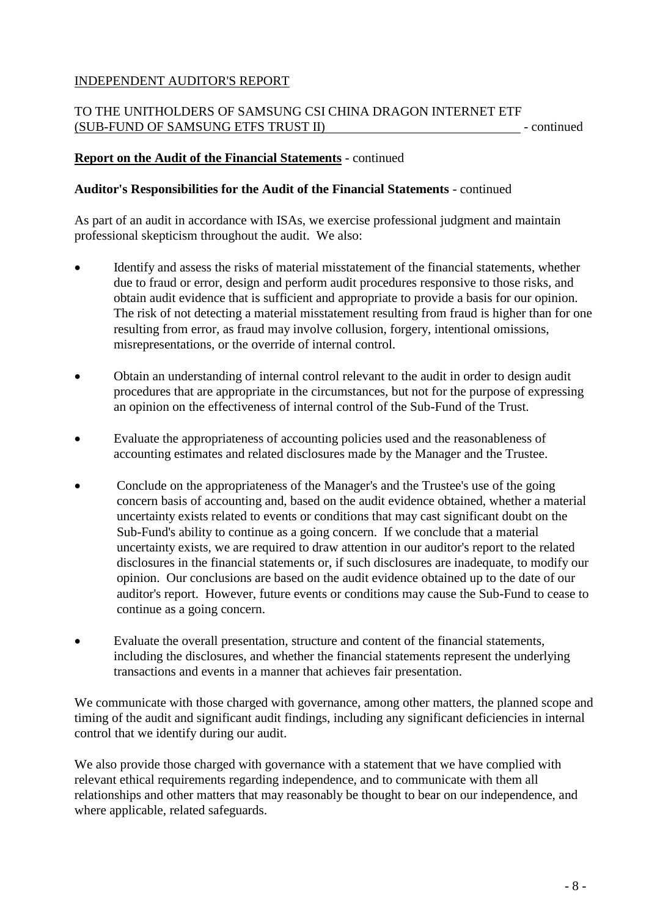INDEPENDENT AUDITOR'S REPORT

TO THE UNITHOLDERS OF SAMSUNG CSI CHINA DRAGON INTERNET ETF (SUB-FUND OF SAMSUNG ETFS TRUST II) - continued

**Report on the Audit of the Financial Statements** - continued

**Auditor's Responsibilities for the Audit of the Financial Statements** - continued

As part of an audit in accordance with ISAs, we exercise professional judgment and maintain professional skepticism throughout the audit. We also:

- Identify and assess the risks of material misstatement of the financial statements, whether due to fraud or error, design and perform audit procedures responsive to those risks, and obtain audit evidence that is sufficient and appropriate to provide a basis for our opinion. The risk of not detecting a material misstatement resulting from fraud is higher than for one resulting from error, as fraud may involve collusion, forgery, intentional omissions, misrepresentations, or the override of internal control.

- Obtain an understanding of internal control relevant to the audit in order to design audit procedures that are appropriate in the circumstances, but not for the purpose of expressing an opinion on the effectiveness of internal control of the Sub-Fund of the Trust.

- Evaluate the appropriateness of accounting policies used and the reasonableness of accounting estimates and related disclosures made by the Manager and the Trustee.

- Conclude on the appropriateness of the Manager's and the Trustee's use of the going concern basis of accounting and, based on the audit evidence obtained, whether a material uncertainty exists related to events or conditions that may cast significant doubt on the Sub-Fund's ability to continue as a going concern. If we conclude that a material uncertainty exists, we are required to draw attention in our auditor's report to the related disclosures in the financial statements or, if such disclosures are inadequate, to modify our opinion. Our conclusions are based on the audit evidence obtained up to the date of our auditor's report. However, future events or conditions may cause the Sub-Fund to cease to continue as a going concern.

- Evaluate the overall presentation, structure and content of the financial statements, including the disclosures, and whether the financial statements represent the underlying transactions and events in a manner that achieves fair presentation.

We communicate with those charged with governance, among other matters, the planned scope and timing of the audit and significant audit findings, including any significant deficiencies in internal control that we identify during our audit.

We also provide those charged with governance with a statement that we have complied with relevant ethical requirements regarding independence, and to communicate with them all relationships and other matters that may reasonably be thought to bear on our independence, and where applicable, related safeguards.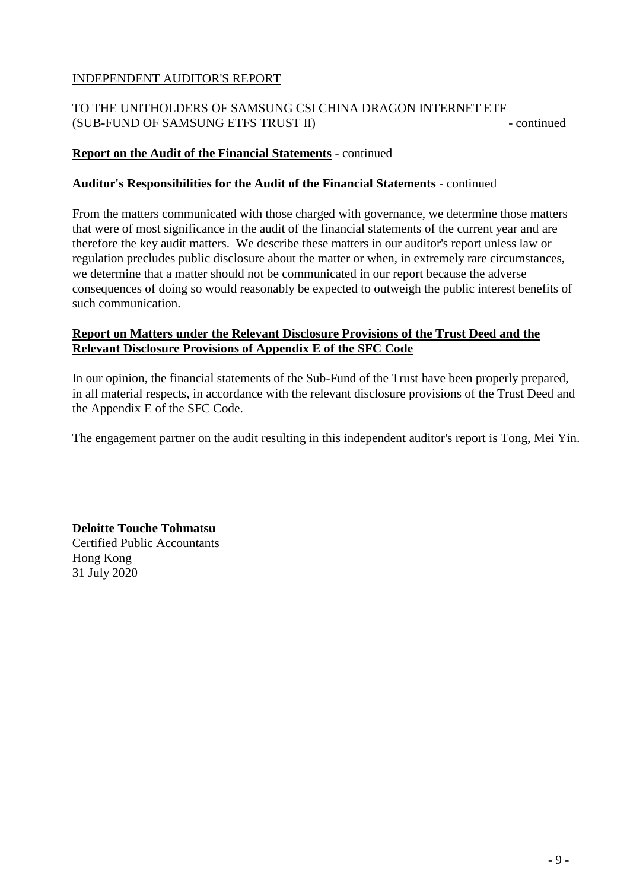INDEPENDENT AUDITOR'S REPORT

TO THE UNITHOLDERS OF SAMSUNG CSI CHINA DRAGON INTERNET ETF (SUB-FUND OF SAMSUNG ETFS TRUST II) - continued

**Report on the Audit of the Financial Statements** - continued

**Auditor's Responsibilities for the Audit of the Financial Statements** - continued

From the matters communicated with those charged with governance, we determine those matters that were of most significance in the audit of the financial statements of the current year and are therefore the key audit matters. We describe these matters in our auditor's report unless law or regulation precludes public disclosure about the matter or when, in extremely rare circumstances, we determine that a matter should not be communicated in our report because the adverse consequences of doing so would reasonably be expected to outweigh the public interest benefits of such communication.

**Report on Matters under the Relevant Disclosure Provisions of the Trust Deed and the Relevant Disclosure Provisions of Appendix E of the SFC Code**

In our opinion, the financial statements of the Sub-Fund of the Trust have been properly prepared, in all material respects, in accordance with the relevant disclosure provisions of the Trust Deed and the Appendix E of the SFC Code.

The engagement partner on the audit resulting in this independent auditor's report is Tong, Mei Yin.

**Deloitte Touche Tohmatsu**
Certified Public Accountants
Hong Kong
31 July 2020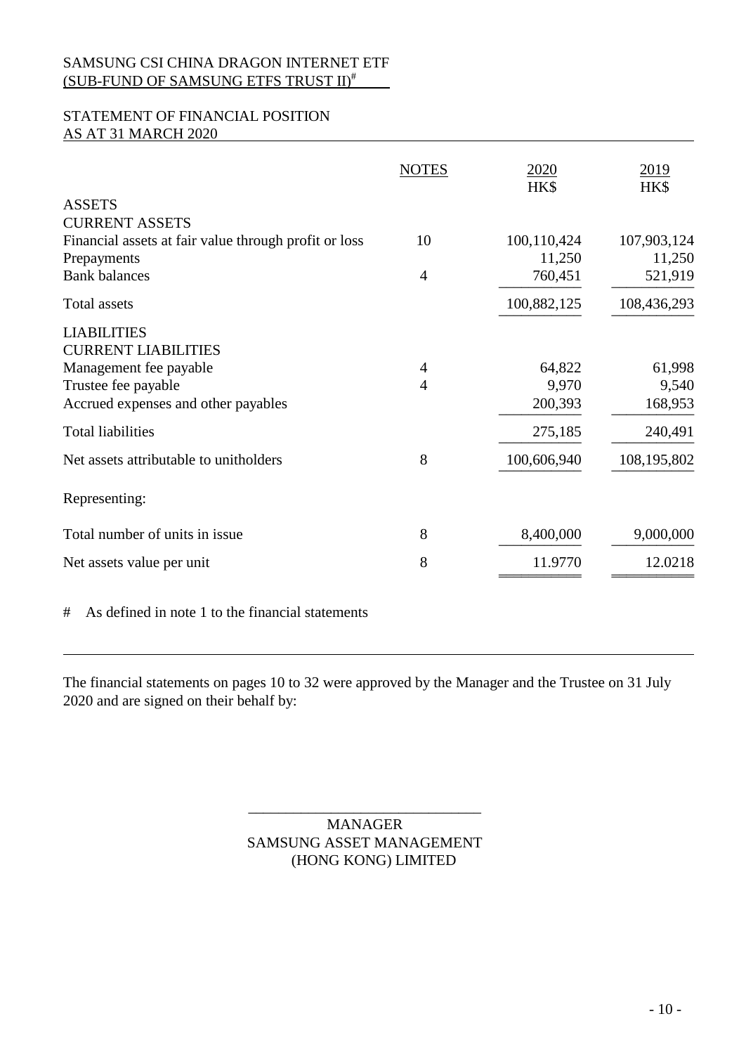SAMSUNG CSI CHINA DRAGON INTERNET ETF
(SUB-FUND OF SAMSUNG ETFS TRUST II)#

STATEMENT OF FINANCIAL POSITION
AS AT 31 MARCH 2020

| | NOTES | 2020 HK$ | 2019 HK$ |
|---|---|---|---|
| ASSETS | | | |
| CURRENT ASSETS | | | |
| Financial assets at fair value through profit or loss | 10 | 100,110,424 | 107,903,124 |
| Prepayments | | 11,250 | 11,250 |
| Bank balances | 4 | 760,451 | 521,919 |
| Total assets | | 100,882,125 | 108,436,293 |
| LIABILITIES | | | |
| CURRENT LIABILITIES | | | |
| Management fee payable | 4 | 64,822 | 61,998 |
| Trustee fee payable | 4 | 9,970 | 9,540 |
| Accrued expenses and other payables | | 200,393 | 168,953 |
| Total liabilities | | 275,185 | 240,491 |
| Net assets attributable to unitholders | 8 | 100,606,940 | 108,195,802 |
| Representing: | | | |
| Total number of units in issue | 8 | 8,400,000 | 9,000,000 |
| Net assets value per unit | 8 | 11.9770 | 12.0218 |

# As defined in note 1 to the financial statements

The financial statements on pages 10 to 32 were approved by the Manager and the Trustee on 31 July 2020 and are signed on their behalf by:

MANAGER
SAMSUNG ASSET MANAGEMENT
(HONG KONG) LIMITED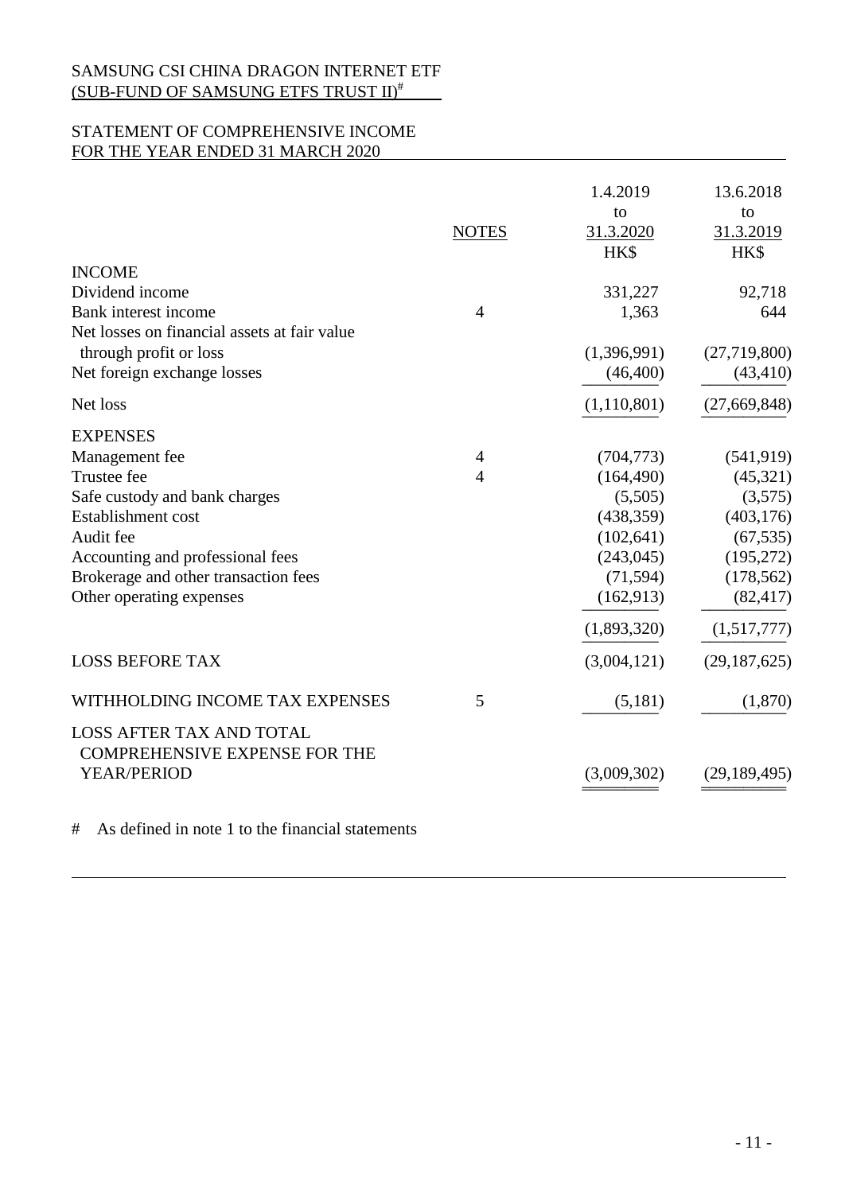SAMSUNG CSI CHINA DRAGON INTERNET ETF
(SUB-FUND OF SAMSUNG ETFS TRUST II)#

## STATEMENT OF COMPREHENSIVE INCOME FOR THE YEAR ENDED 31 MARCH 2020

| | NOTES | 1.4.2019 to 31.3.2020 HK$ | 13.6.2018 to 31.3.2019 HK$ |
|---|---|---|---|
| **INCOME** | | | |
| Dividend income | | 331,227 | 92,718 |
| Bank interest income | 4 | 1,363 | 644 |
| Net losses on financial assets at fair value through profit or loss | | (1,396,991) | (27,719,800) |
| Net foreign exchange losses | | (46,400) | (43,410) |
| Net loss | | (1,110,801) | (27,669,848) |
| **EXPENSES** | | | |
| Management fee | 4 | (704,773) | (541,919) |
| Trustee fee | 4 | (164,490) | (45,321) |
| Safe custody and bank charges | | (5,505) | (3,575) |
| Establishment cost | | (438,359) | (403,176) |
| Audit fee | | (102,641) | (67,535) |
| Accounting and professional fees | | (243,045) | (195,272) |
| Brokerage and other transaction fees | | (71,594) | (178,562) |
| Other operating expenses | | (162,913) | (82,417) |
| | | (1,893,320) | (1,517,777) |
| LOSS BEFORE TAX | | (3,004,121) | (29,187,625) |
| WITHHOLDING INCOME TAX EXPENSES | 5 | (5,181) | (1,870) |
| LOSS AFTER TAX AND TOTAL COMPREHENSIVE EXPENSE FOR THE YEAR/PERIOD | | (3,009,302) | (29,189,495) |

# As defined in note 1 to the financial statements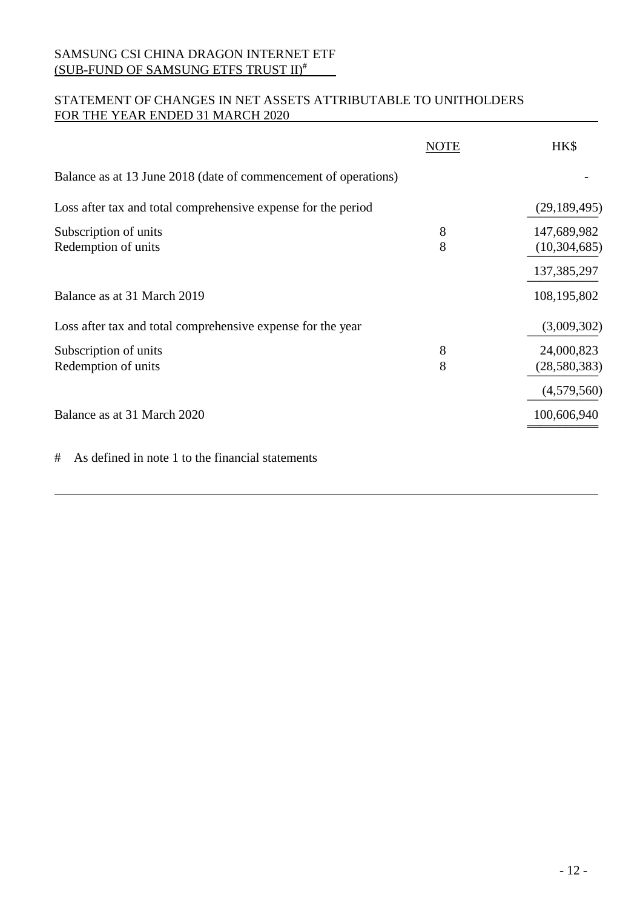SAMSUNG CSI CHINA DRAGON INTERNET ETF
(SUB-FUND OF SAMSUNG ETFS TRUST II)#

STATEMENT OF CHANGES IN NET ASSETS ATTRIBUTABLE TO UNITHOLDERS
FOR THE YEAR ENDED 31 MARCH 2020

| | NOTE | HK$ |
|---|---|---|
| Balance as at 13 June 2018 (date of commencement of operations) | | - |
| Loss after tax and total comprehensive expense for the period | | (29,189,495) |
| Subscription of units | 8 | 147,689,982 |
| Redemption of units | 8 | (10,304,685) |
| | | 137,385,297 |
| Balance as at 31 March 2019 | | 108,195,802 |
| Loss after tax and total comprehensive expense for the year | | (3,009,302) |
| Subscription of units | 8 | 24,000,823 |
| Redemption of units | 8 | (28,580,383) |
| | | (4,579,560) |
| Balance as at 31 March 2020 | | 100,606,940 |

# As defined in note 1 to the financial statements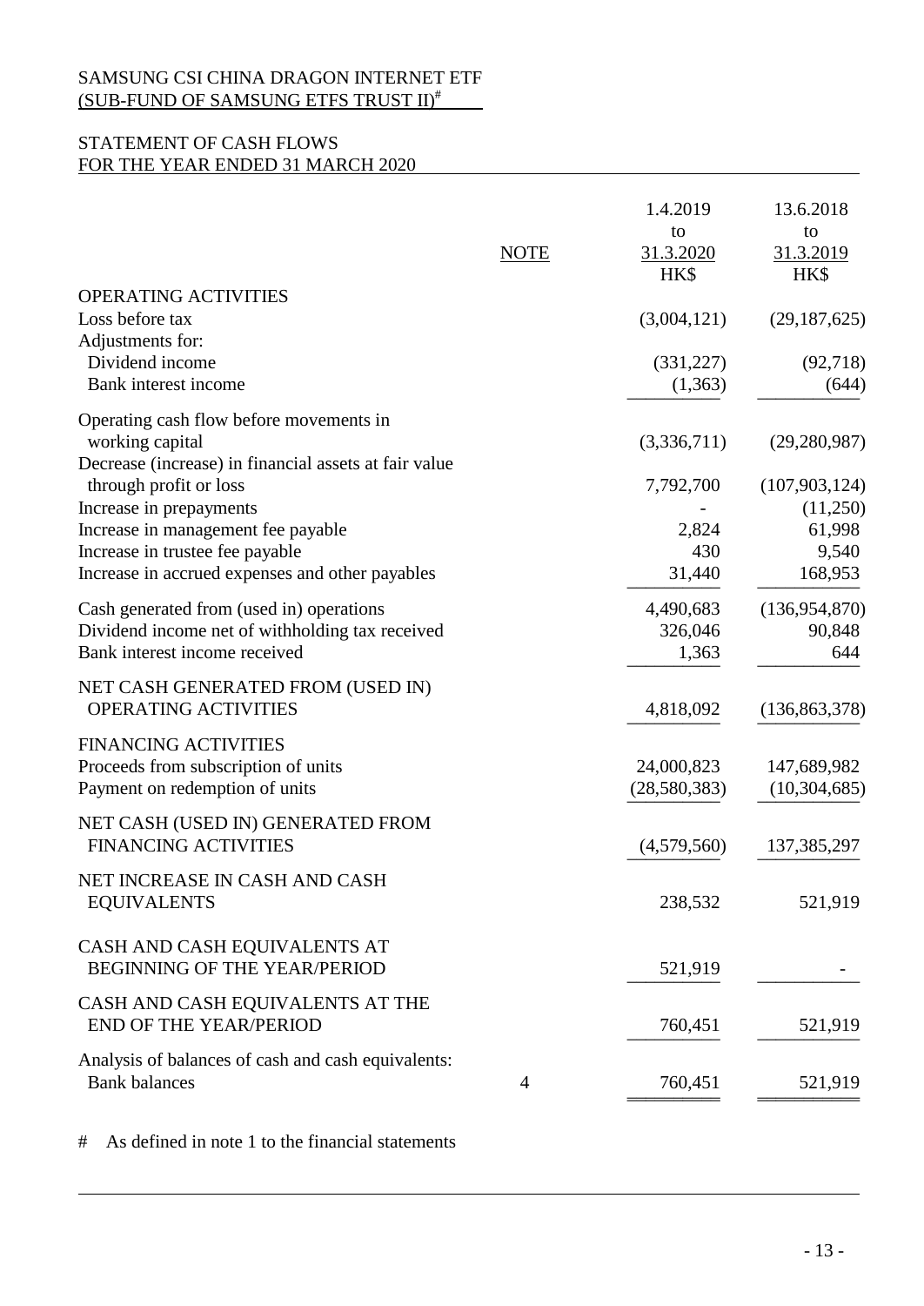SAMSUNG CSI CHINA DRAGON INTERNET ETF
(SUB-FUND OF SAMSUNG ETFS TRUST II)#

STATEMENT OF CASH FLOWS
FOR THE YEAR ENDED 31 MARCH 2020

| | NOTE | 1.4.2019 to 31.3.2020 HK$ | 13.6.2018 to 31.3.2019 HK$ |
|---|---|---|---|
| OPERATING ACTIVITIES | | | |
| Loss before tax | | (3,004,121) | (29,187,625) |
| Adjustments for: | | | |
| Dividend income | | (331,227) | (92,718) |
| Bank interest income | | (1,363) | (644) |
| Operating cash flow before movements in working capital | | (3,336,711) | (29,280,987) |
| Decrease (increase) in financial assets at fair value through profit or loss | | 7,792,700 | (107,903,124) |
| Increase in prepayments | | - | (11,250) |
| Increase in management fee payable | | 2,824 | 61,998 |
| Increase in trustee fee payable | | 430 | 9,540 |
| Increase in accrued expenses and other payables | | 31,440 | 168,953 |
| Cash generated from (used in) operations | | 4,490,683 | (136,954,870) |
| Dividend income net of withholding tax received | | 326,046 | 90,848 |
| Bank interest income received | | 1,363 | 644 |
| NET CASH GENERATED FROM (USED IN) OPERATING ACTIVITIES | | 4,818,092 | (136,863,378) |
| FINANCING ACTIVITIES | | | |
| Proceeds from subscription of units | | 24,000,823 | 147,689,982 |
| Payment on redemption of units | | (28,580,383) | (10,304,685) |
| NET CASH (USED IN) GENERATED FROM FINANCING ACTIVITIES | | (4,579,560) | 137,385,297 |
| NET INCREASE IN CASH AND CASH EQUIVALENTS | | 238,532 | 521,919 |
| CASH AND CASH EQUIVALENTS AT BEGINNING OF THE YEAR/PERIOD | | 521,919 | - |
| CASH AND CASH EQUIVALENTS AT THE END OF THE YEAR/PERIOD | | 760,451 | 521,919 |
| Analysis of balances of cash and cash equivalents: | | | |
| Bank balances | 4 | 760,451 | 521,919 |

\# As defined in note 1 to the financial statements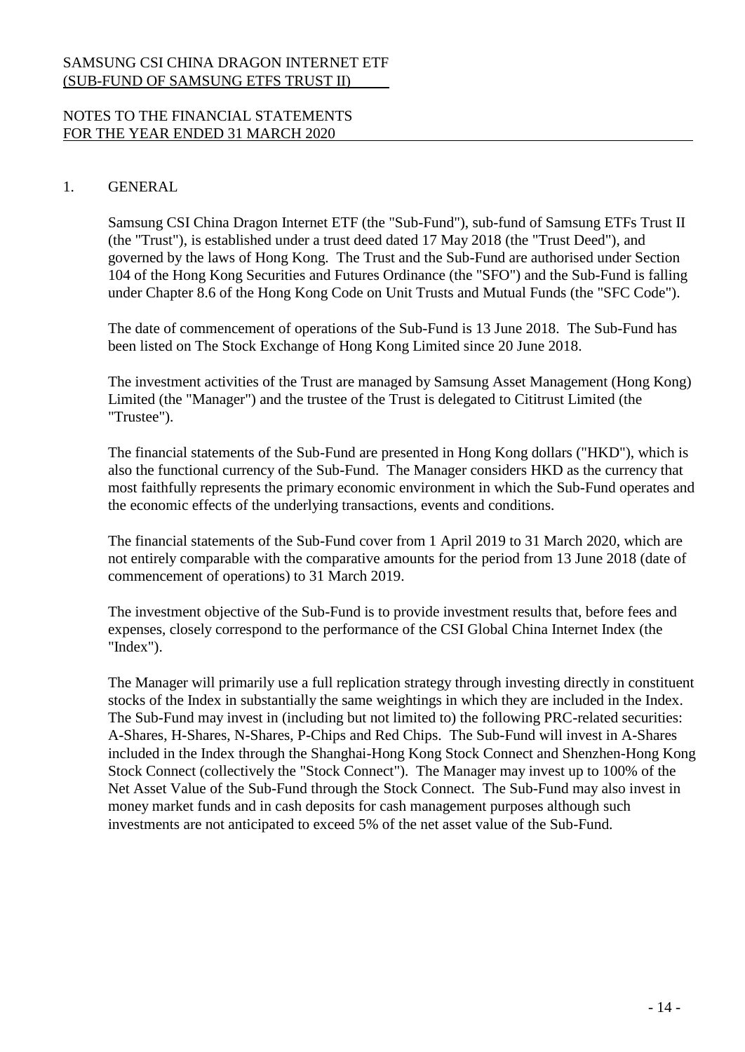## NOTES TO THE FINANCIAL STATEMENTS FOR THE YEAR ENDED 31 MARCH 2020

### 1. GENERAL

Samsung CSI China Dragon Internet ETF (the "Sub-Fund"), sub-fund of Samsung ETFs Trust II (the "Trust"), is established under a trust deed dated 17 May 2018 (the "Trust Deed"), and governed by the laws of Hong Kong. The Trust and the Sub-Fund are authorised under Section 104 of the Hong Kong Securities and Futures Ordinance (the "SFO") and the Sub-Fund is falling under Chapter 8.6 of the Hong Kong Code on Unit Trusts and Mutual Funds (the "SFC Code").

The date of commencement of operations of the Sub-Fund is 13 June 2018. The Sub-Fund has been listed on The Stock Exchange of Hong Kong Limited since 20 June 2018.

The investment activities of the Trust are managed by Samsung Asset Management (Hong Kong) Limited (the "Manager") and the trustee of the Trust is delegated to Cititrust Limited (the "Trustee").

The financial statements of the Sub-Fund are presented in Hong Kong dollars ("HKD"), which is also the functional currency of the Sub-Fund. The Manager considers HKD as the currency that most faithfully represents the primary economic environment in which the Sub-Fund operates and the economic effects of the underlying transactions, events and conditions.

The financial statements of the Sub-Fund cover from 1 April 2019 to 31 March 2020, which are not entirely comparable with the comparative amounts for the period from 13 June 2018 (date of commencement of operations) to 31 March 2019.

The investment objective of the Sub-Fund is to provide investment results that, before fees and expenses, closely correspond to the performance of the CSI Global China Internet Index (the "Index").

The Manager will primarily use a full replication strategy through investing directly in constituent stocks of the Index in substantially the same weightings in which they are included in the Index. The Sub-Fund may invest in (including but not limited to) the following PRC-related securities: A-Shares, H-Shares, N-Shares, P-Chips and Red Chips. The Sub-Fund will invest in A-Shares included in the Index through the Shanghai-Hong Kong Stock Connect and Shenzhen-Hong Kong Stock Connect (collectively the "Stock Connect"). The Manager may invest up to 100% of the Net Asset Value of the Sub-Fund through the Stock Connect. The Sub-Fund may also invest in money market funds and in cash deposits for cash management purposes although such investments are not anticipated to exceed 5% of the net asset value of the Sub-Fund.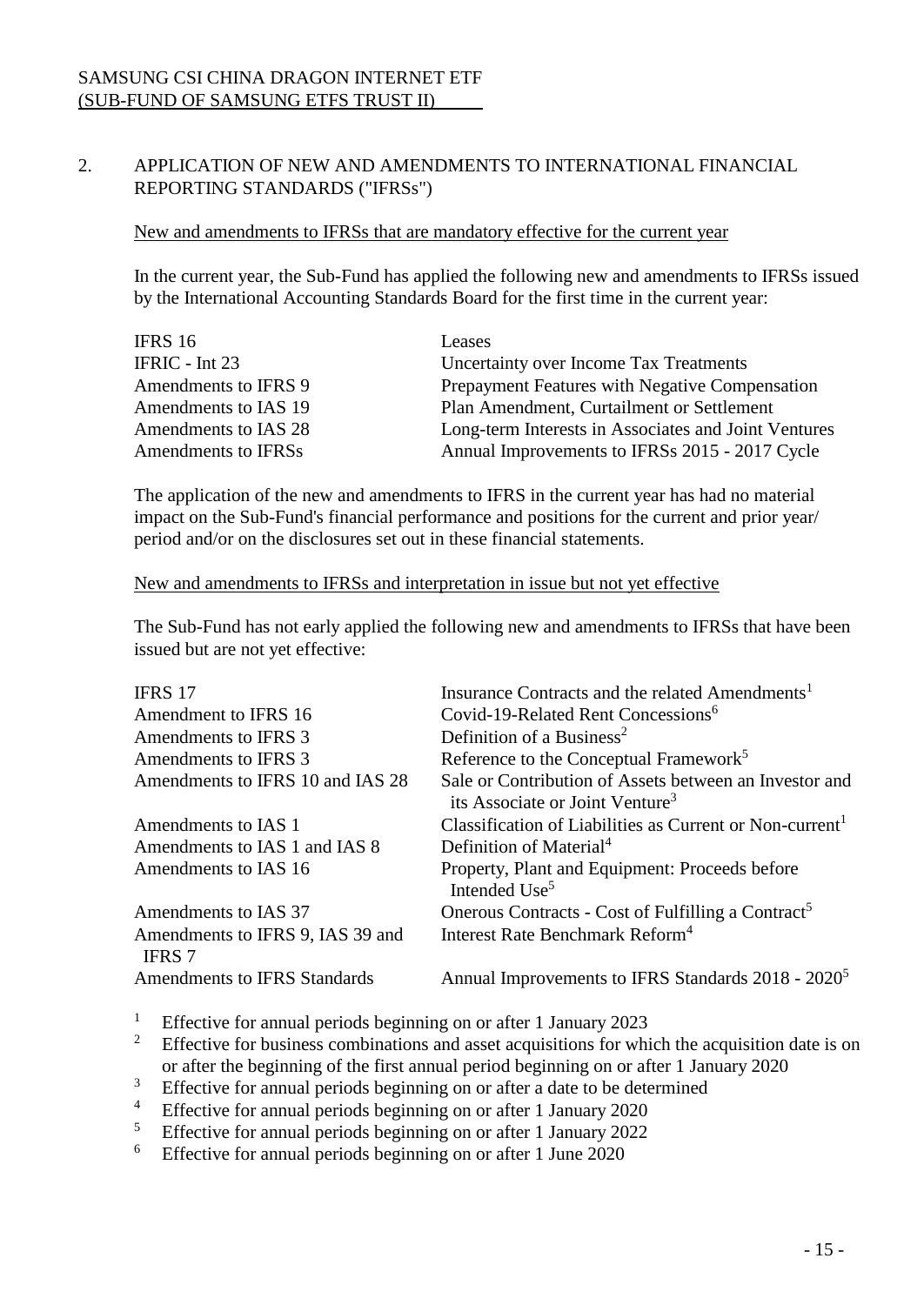SAMSUNG CSI CHINA DRAGON INTERNET ETF
(SUB-FUND OF SAMSUNG ETFS TRUST II)

## 2. APPLICATION OF NEW AND AMENDMENTS TO INTERNATIONAL FINANCIAL REPORTING STANDARDS ("IFRSs")

New and amendments to IFRSs that are mandatory effective for the current year

In the current year, the Sub-Fund has applied the following new and amendments to IFRSs issued by the International Accounting Standards Board for the first time in the current year:

| | |
|---|---|
| IFRS 16 | Leases |
| IFRIC - Int 23 | Uncertainty over Income Tax Treatments |
| Amendments to IFRS 9 | Prepayment Features with Negative Compensation |
| Amendments to IAS 19 | Plan Amendment, Curtailment or Settlement |
| Amendments to IAS 28 | Long-term Interests in Associates and Joint Ventures |
| Amendments to IFRSs | Annual Improvements to IFRSs 2015 - 2017 Cycle |

The application of the new and amendments to IFRS in the current year has had no material impact on the Sub-Fund's financial performance and positions for the current and prior year/ period and/or on the disclosures set out in these financial statements.

New and amendments to IFRSs and interpretation in issue but not yet effective

The Sub-Fund has not early applied the following new and amendments to IFRSs that have been issued but are not yet effective:

| | |
|---|---|
| IFRS 17 | Insurance Contracts and the related Amendments[1] |
| Amendment to IFRS 16 | Covid-19-Related Rent Concessions[6] |
| Amendments to IFRS 3 | Definition of a Business[2] |
| Amendments to IFRS 3 | Reference to the Conceptual Framework[5] |
| Amendments to IFRS 10 and IAS 28 | Sale or Contribution of Assets between an Investor and its Associate or Joint Venture[3] |
| Amendments to IAS 1 | Classification of Liabilities as Current or Non-current[1] |
| Amendments to IAS 1 and IAS 8 | Definition of Material[4] |
| Amendments to IAS 16 | Property, Plant and Equipment: Proceeds before Intended Use[5] |
| Amendments to IAS 37 | Onerous Contracts - Cost of Fulfilling a Contract[5] |
| Amendments to IFRS 9, IAS 39 and IFRS 7 | Interest Rate Benchmark Reform[4] |
| Amendments to IFRS Standards | Annual Improvements to IFRS Standards 2018 - 2020[5] |

[1] Effective for annual periods beginning on or after 1 January 2023
[2] Effective for business combinations and asset acquisitions for which the acquisition date is on or after the beginning of the first annual period beginning on or after 1 January 2020
[3] Effective for annual periods beginning on or after a date to be determined
[4] Effective for annual periods beginning on or after 1 January 2020
[5] Effective for annual periods beginning on or after 1 January 2022
[6] Effective for annual periods beginning on or after 1 June 2020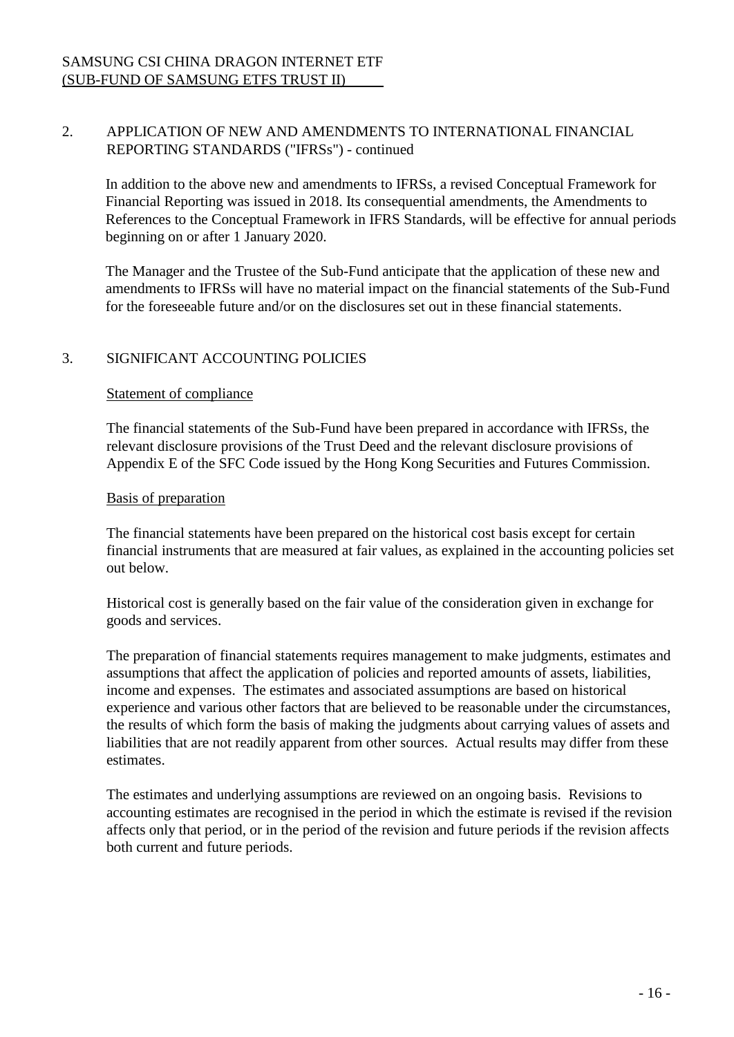## 2. APPLICATION OF NEW AND AMENDMENTS TO INTERNATIONAL FINANCIAL REPORTING STANDARDS ("IFRSs") - continued

In addition to the above new and amendments to IFRSs, a revised Conceptual Framework for Financial Reporting was issued in 2018. Its consequential amendments, the Amendments to References to the Conceptual Framework in IFRS Standards, will be effective for annual periods beginning on or after 1 January 2020.

The Manager and the Trustee of the Sub-Fund anticipate that the application of these new and amendments to IFRSs will have no material impact on the financial statements of the Sub-Fund for the foreseeable future and/or on the disclosures set out in these financial statements.

## 3. SIGNIFICANT ACCOUNTING POLICIES

### Statement of compliance

The financial statements of the Sub-Fund have been prepared in accordance with IFRSs, the relevant disclosure provisions of the Trust Deed and the relevant disclosure provisions of Appendix E of the SFC Code issued by the Hong Kong Securities and Futures Commission.

### Basis of preparation

The financial statements have been prepared on the historical cost basis except for certain financial instruments that are measured at fair values, as explained in the accounting policies set out below.

Historical cost is generally based on the fair value of the consideration given in exchange for goods and services.

The preparation of financial statements requires management to make judgments, estimates and assumptions that affect the application of policies and reported amounts of assets, liabilities, income and expenses. The estimates and associated assumptions are based on historical experience and various other factors that are believed to be reasonable under the circumstances, the results of which form the basis of making the judgments about carrying values of assets and liabilities that are not readily apparent from other sources. Actual results may differ from these estimates.

The estimates and underlying assumptions are reviewed on an ongoing basis. Revisions to accounting estimates are recognised in the period in which the estimate is revised if the revision affects only that period, or in the period of the revision and future periods if the revision affects both current and future periods.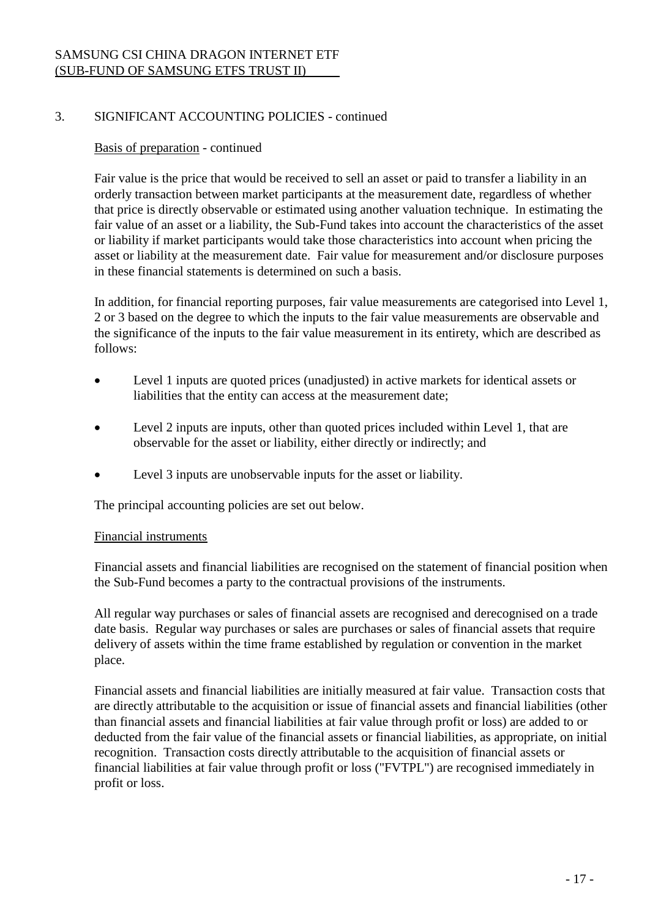SAMSUNG CSI CHINA DRAGON INTERNET ETF
(SUB-FUND OF SAMSUNG ETFS TRUST II)

## 3. SIGNIFICANT ACCOUNTING POLICIES - continued

Basis of preparation - continued

Fair value is the price that would be received to sell an asset or paid to transfer a liability in an orderly transaction between market participants at the measurement date, regardless of whether that price is directly observable or estimated using another valuation technique. In estimating the fair value of an asset or a liability, the Sub-Fund takes into account the characteristics of the asset or liability if market participants would take those characteristics into account when pricing the asset or liability at the measurement date. Fair value for measurement and/or disclosure purposes in these financial statements is determined on such a basis.

In addition, for financial reporting purposes, fair value measurements are categorised into Level 1, 2 or 3 based on the degree to which the inputs to the fair value measurements are observable and the significance of the inputs to the fair value measurement in its entirety, which are described as follows:

- Level 1 inputs are quoted prices (unadjusted) in active markets for identical assets or liabilities that the entity can access at the measurement date;
- Level 2 inputs are inputs, other than quoted prices included within Level 1, that are observable for the asset or liability, either directly or indirectly; and
- Level 3 inputs are unobservable inputs for the asset or liability.

The principal accounting policies are set out below.

Financial instruments

Financial assets and financial liabilities are recognised on the statement of financial position when the Sub-Fund becomes a party to the contractual provisions of the instruments.

All regular way purchases or sales of financial assets are recognised and derecognised on a trade date basis. Regular way purchases or sales are purchases or sales of financial assets that require delivery of assets within the time frame established by regulation or convention in the market place.

Financial assets and financial liabilities are initially measured at fair value. Transaction costs that are directly attributable to the acquisition or issue of financial assets and financial liabilities (other than financial assets and financial liabilities at fair value through profit or loss) are added to or deducted from the fair value of the financial assets or financial liabilities, as appropriate, on initial recognition. Transaction costs directly attributable to the acquisition of financial assets or financial liabilities at fair value through profit or loss ("FVTPL") are recognised immediately in profit or loss.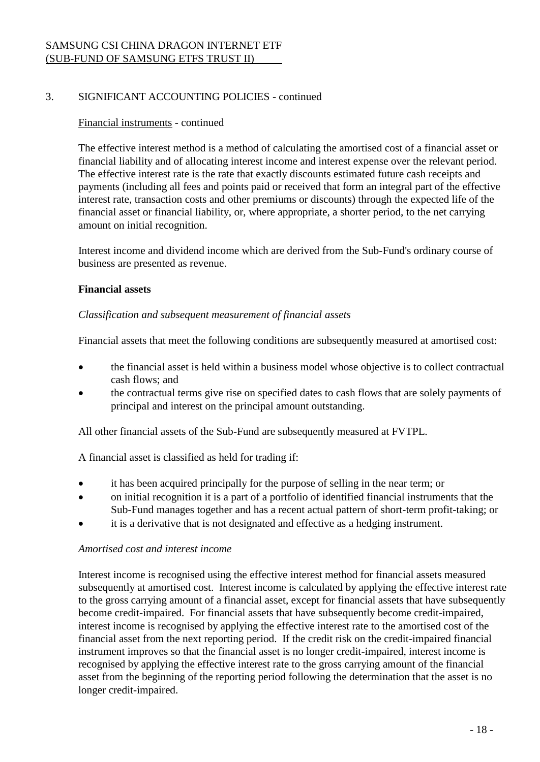## 3. SIGNIFICANT ACCOUNTING POLICIES - continued

Financial instruments - continued

The effective interest method is a method of calculating the amortised cost of a financial asset or financial liability and of allocating interest income and interest expense over the relevant period. The effective interest rate is the rate that exactly discounts estimated future cash receipts and payments (including all fees and points paid or received that form an integral part of the effective interest rate, transaction costs and other premiums or discounts) through the expected life of the financial asset or financial liability, or, where appropriate, a shorter period, to the net carrying amount on initial recognition.

Interest income and dividend income which are derived from the Sub-Fund's ordinary course of business are presented as revenue.

**Financial assets**

*Classification and subsequent measurement of financial assets*

Financial assets that meet the following conditions are subsequently measured at amortised cost:

- the financial asset is held within a business model whose objective is to collect contractual cash flows; and
- the contractual terms give rise on specified dates to cash flows that are solely payments of principal and interest on the principal amount outstanding.

All other financial assets of the Sub-Fund are subsequently measured at FVTPL.

A financial asset is classified as held for trading if:

- it has been acquired principally for the purpose of selling in the near term; or
- on initial recognition it is a part of a portfolio of identified financial instruments that the Sub-Fund manages together and has a recent actual pattern of short-term profit-taking; or
- it is a derivative that is not designated and effective as a hedging instrument.

*Amortised cost and interest income*

Interest income is recognised using the effective interest method for financial assets measured subsequently at amortised cost. Interest income is calculated by applying the effective interest rate to the gross carrying amount of a financial asset, except for financial assets that have subsequently become credit-impaired. For financial assets that have subsequently become credit-impaired, interest income is recognised by applying the effective interest rate to the amortised cost of the financial asset from the next reporting period. If the credit risk on the credit-impaired financial instrument improves so that the financial asset is no longer credit-impaired, interest income is recognised by applying the effective interest rate to the gross carrying amount of the financial asset from the beginning of the reporting period following the determination that the asset is no longer credit-impaired.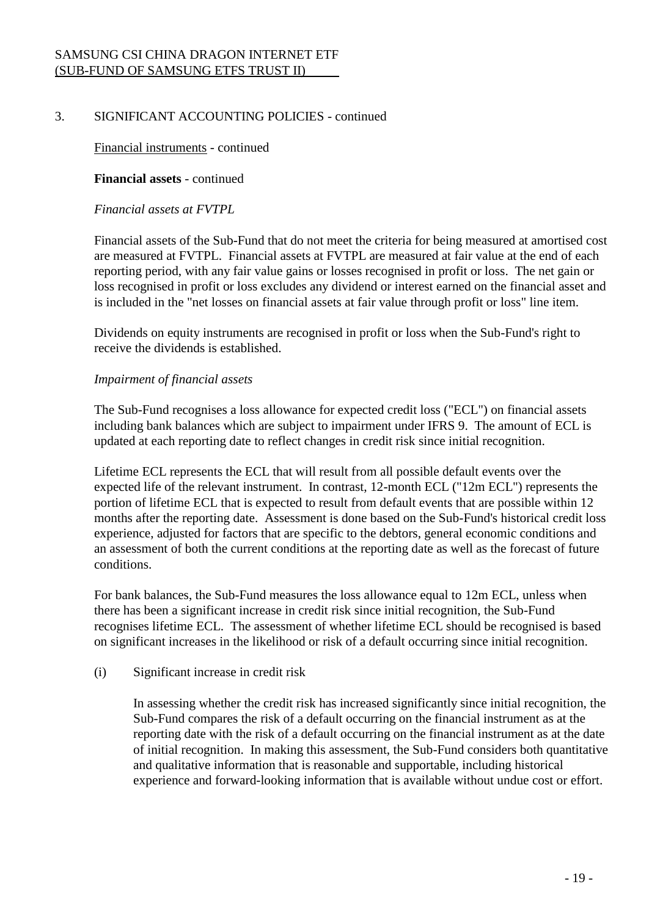## 3. SIGNIFICANT ACCOUNTING POLICIES - continued

Financial instruments - continued

**Financial assets** - continued

*Financial assets at FVTPL*

Financial assets of the Sub-Fund that do not meet the criteria for being measured at amortised cost are measured at FVTPL. Financial assets at FVTPL are measured at fair value at the end of each reporting period, with any fair value gains or losses recognised in profit or loss. The net gain or loss recognised in profit or loss excludes any dividend or interest earned on the financial asset and is included in the "net losses on financial assets at fair value through profit or loss" line item.

Dividends on equity instruments are recognised in profit or loss when the Sub-Fund's right to receive the dividends is established.

*Impairment of financial assets*

The Sub-Fund recognises a loss allowance for expected credit loss ("ECL") on financial assets including bank balances which are subject to impairment under IFRS 9. The amount of ECL is updated at each reporting date to reflect changes in credit risk since initial recognition.

Lifetime ECL represents the ECL that will result from all possible default events over the expected life of the relevant instrument. In contrast, 12-month ECL ("12m ECL") represents the portion of lifetime ECL that is expected to result from default events that are possible within 12 months after the reporting date. Assessment is done based on the Sub-Fund's historical credit loss experience, adjusted for factors that are specific to the debtors, general economic conditions and an assessment of both the current conditions at the reporting date as well as the forecast of future conditions.

For bank balances, the Sub-Fund measures the loss allowance equal to 12m ECL, unless when there has been a significant increase in credit risk since initial recognition, the Sub-Fund recognises lifetime ECL. The assessment of whether lifetime ECL should be recognised is based on significant increases in the likelihood or risk of a default occurring since initial recognition.

(i) Significant increase in credit risk

In assessing whether the credit risk has increased significantly since initial recognition, the Sub-Fund compares the risk of a default occurring on the financial instrument as at the reporting date with the risk of a default occurring on the financial instrument as at the date of initial recognition. In making this assessment, the Sub-Fund considers both quantitative and qualitative information that is reasonable and supportable, including historical experience and forward-looking information that is available without undue cost or effort.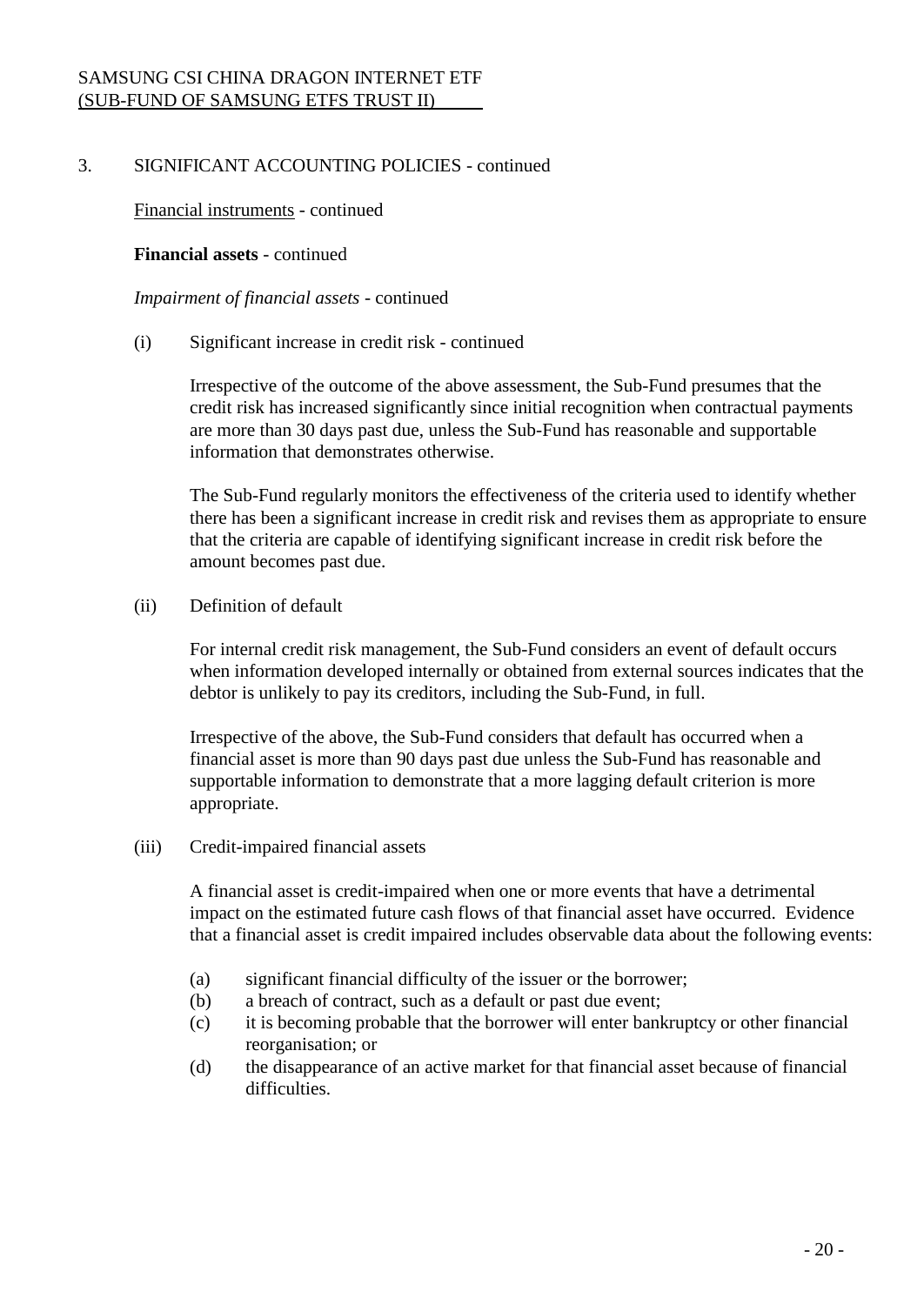3. SIGNIFICANT ACCOUNTING POLICIES - continued

Financial instruments - continued

**Financial assets** - continued

*Impairment of financial assets* - continued

(i) Significant increase in credit risk - continued

Irrespective of the outcome of the above assessment, the Sub-Fund presumes that the credit risk has increased significantly since initial recognition when contractual payments are more than 30 days past due, unless the Sub-Fund has reasonable and supportable information that demonstrates otherwise.

The Sub-Fund regularly monitors the effectiveness of the criteria used to identify whether there has been a significant increase in credit risk and revises them as appropriate to ensure that the criteria are capable of identifying significant increase in credit risk before the amount becomes past due.

(ii) Definition of default

For internal credit risk management, the Sub-Fund considers an event of default occurs when information developed internally or obtained from external sources indicates that the debtor is unlikely to pay its creditors, including the Sub-Fund, in full.

Irrespective of the above, the Sub-Fund considers that default has occurred when a financial asset is more than 90 days past due unless the Sub-Fund has reasonable and supportable information to demonstrate that a more lagging default criterion is more appropriate.

(iii) Credit-impaired financial assets

A financial asset is credit-impaired when one or more events that have a detrimental impact on the estimated future cash flows of that financial asset have occurred. Evidence that a financial asset is credit impaired includes observable data about the following events:

(a) significant financial difficulty of the issuer or the borrower;
(b) a breach of contract, such as a default or past due event;
(c) it is becoming probable that the borrower will enter bankruptcy or other financial reorganisation; or
(d) the disappearance of an active market for that financial asset because of financial difficulties.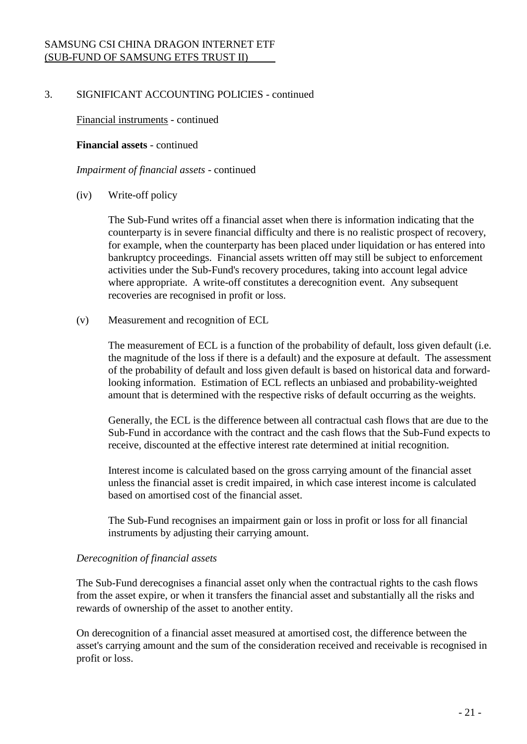## 3. SIGNIFICANT ACCOUNTING POLICIES - continued

Financial instruments - continued

**Financial assets** - continued

*Impairment of financial assets* - continued

(iv) Write-off policy

The Sub-Fund writes off a financial asset when there is information indicating that the counterparty is in severe financial difficulty and there is no realistic prospect of recovery, for example, when the counterparty has been placed under liquidation or has entered into bankruptcy proceedings. Financial assets written off may still be subject to enforcement activities under the Sub-Fund's recovery procedures, taking into account legal advice where appropriate. A write-off constitutes a derecognition event. Any subsequent recoveries are recognised in profit or loss.

(v) Measurement and recognition of ECL

The measurement of ECL is a function of the probability of default, loss given default (i.e. the magnitude of the loss if there is a default) and the exposure at default. The assessment of the probability of default and loss given default is based on historical data and forward-looking information. Estimation of ECL reflects an unbiased and probability-weighted amount that is determined with the respective risks of default occurring as the weights.

Generally, the ECL is the difference between all contractual cash flows that are due to the Sub-Fund in accordance with the contract and the cash flows that the Sub-Fund expects to receive, discounted at the effective interest rate determined at initial recognition.

Interest income is calculated based on the gross carrying amount of the financial asset unless the financial asset is credit impaired, in which case interest income is calculated based on amortised cost of the financial asset.

The Sub-Fund recognises an impairment gain or loss in profit or loss for all financial instruments by adjusting their carrying amount.

*Derecognition of financial assets*

The Sub-Fund derecognises a financial asset only when the contractual rights to the cash flows from the asset expire, or when it transfers the financial asset and substantially all the risks and rewards of ownership of the asset to another entity.

On derecognition of a financial asset measured at amortised cost, the difference between the asset's carrying amount and the sum of the consideration received and receivable is recognised in profit or loss.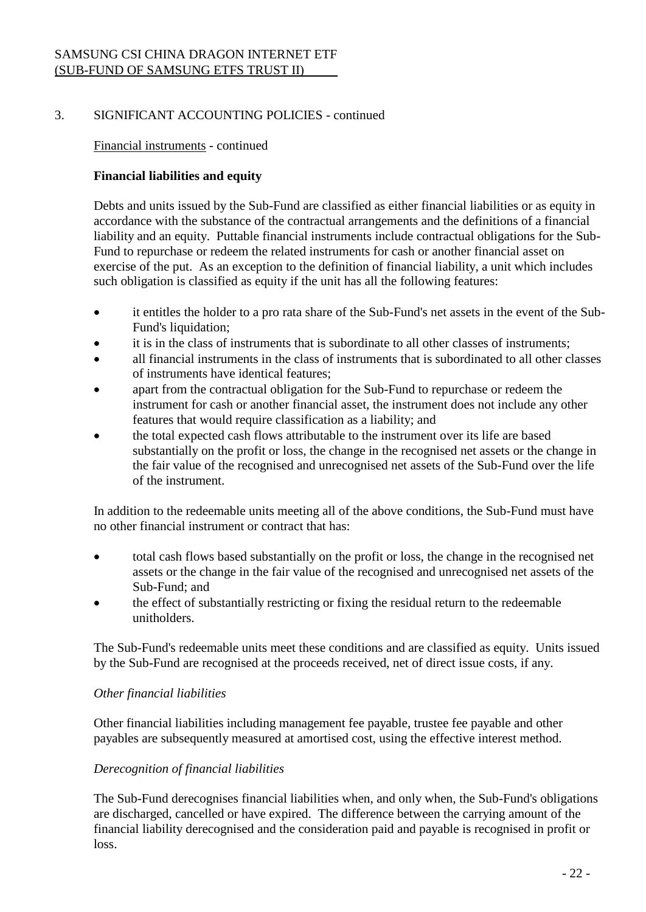## 3. SIGNIFICANT ACCOUNTING POLICIES - continued

Financial instruments - continued

**Financial liabilities and equity**

Debts and units issued by the Sub-Fund are classified as either financial liabilities or as equity in accordance with the substance of the contractual arrangements and the definitions of a financial liability and an equity. Puttable financial instruments include contractual obligations for the Sub-Fund to repurchase or redeem the related instruments for cash or another financial asset on exercise of the put. As an exception to the definition of financial liability, a unit which includes such obligation is classified as equity if the unit has all the following features:

- it entitles the holder to a pro rata share of the Sub-Fund's net assets in the event of the Sub-Fund's liquidation;
- it is in the class of instruments that is subordinate to all other classes of instruments;
- all financial instruments in the class of instruments that is subordinated to all other classes of instruments have identical features;
- apart from the contractual obligation for the Sub-Fund to repurchase or redeem the instrument for cash or another financial asset, the instrument does not include any other features that would require classification as a liability; and
- the total expected cash flows attributable to the instrument over its life are based substantially on the profit or loss, the change in the recognised net assets or the change in the fair value of the recognised and unrecognised net assets of the Sub-Fund over the life of the instrument.

In addition to the redeemable units meeting all of the above conditions, the Sub-Fund must have no other financial instrument or contract that has:

- total cash flows based substantially on the profit or loss, the change in the recognised net assets or the change in the fair value of the recognised and unrecognised net assets of the Sub-Fund; and
- the effect of substantially restricting or fixing the residual return to the redeemable unitholders.

The Sub-Fund's redeemable units meet these conditions and are classified as equity. Units issued by the Sub-Fund are recognised at the proceeds received, net of direct issue costs, if any.

*Other financial liabilities*

Other financial liabilities including management fee payable, trustee fee payable and other payables are subsequently measured at amortised cost, using the effective interest method.

*Derecognition of financial liabilities*

The Sub-Fund derecognises financial liabilities when, and only when, the Sub-Fund's obligations are discharged, cancelled or have expired. The difference between the carrying amount of the financial liability derecognised and the consideration paid and payable is recognised in profit or loss.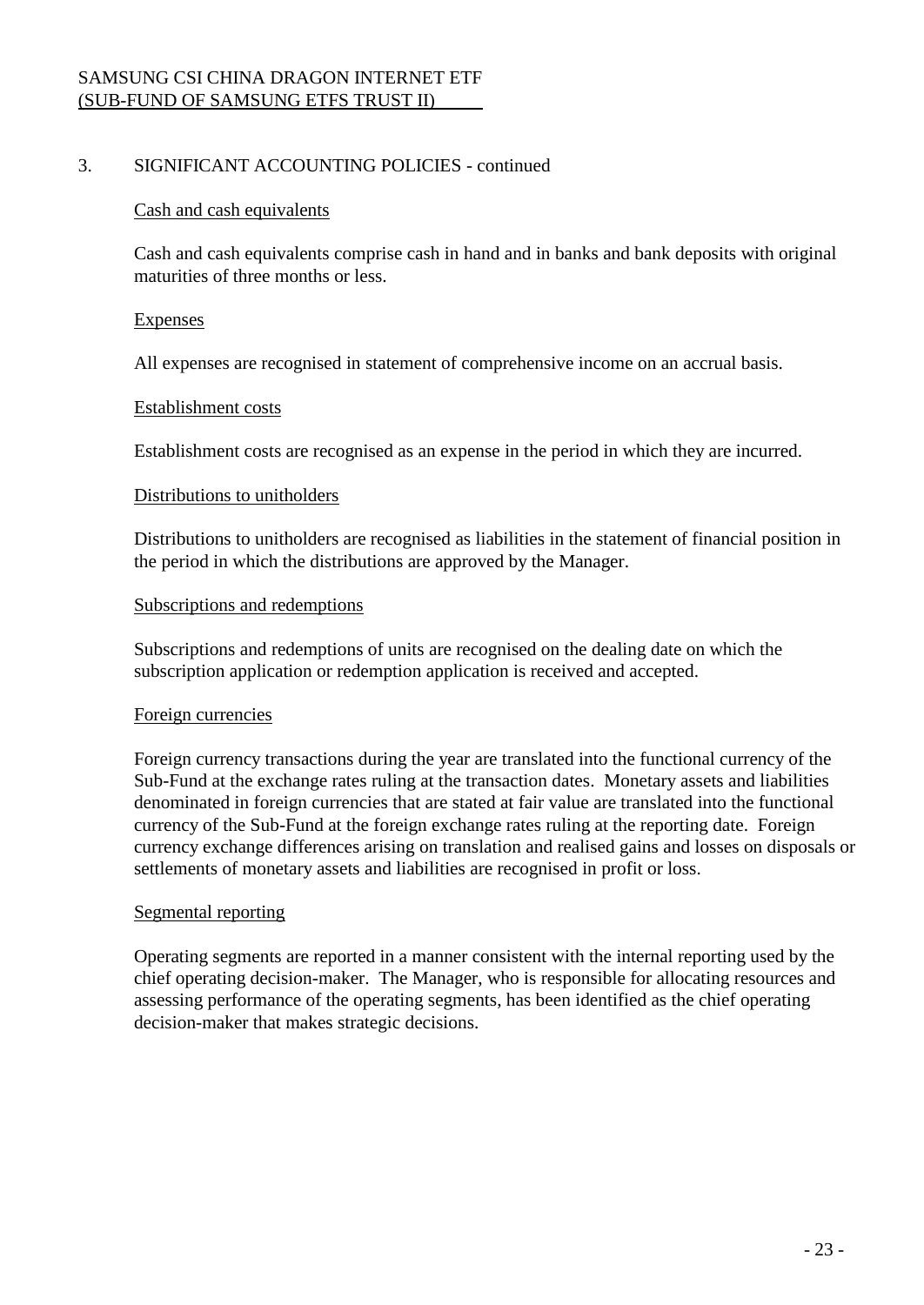## 3. SIGNIFICANT ACCOUNTING POLICIES - continued

### Cash and cash equivalents

Cash and cash equivalents comprise cash in hand and in banks and bank deposits with original maturities of three months or less.

### Expenses

All expenses are recognised in statement of comprehensive income on an accrual basis.

### Establishment costs

Establishment costs are recognised as an expense in the period in which they are incurred.

### Distributions to unitholders

Distributions to unitholders are recognised as liabilities in the statement of financial position in the period in which the distributions are approved by the Manager.

### Subscriptions and redemptions

Subscriptions and redemptions of units are recognised on the dealing date on which the subscription application or redemption application is received and accepted.

### Foreign currencies

Foreign currency transactions during the year are translated into the functional currency of the Sub-Fund at the exchange rates ruling at the transaction dates. Monetary assets and liabilities denominated in foreign currencies that are stated at fair value are translated into the functional currency of the Sub-Fund at the foreign exchange rates ruling at the reporting date. Foreign currency exchange differences arising on translation and realised gains and losses on disposals or settlements of monetary assets and liabilities are recognised in profit or loss.

### Segmental reporting

Operating segments are reported in a manner consistent with the internal reporting used by the chief operating decision-maker. The Manager, who is responsible for allocating resources and assessing performance of the operating segments, has been identified as the chief operating decision-maker that makes strategic decisions.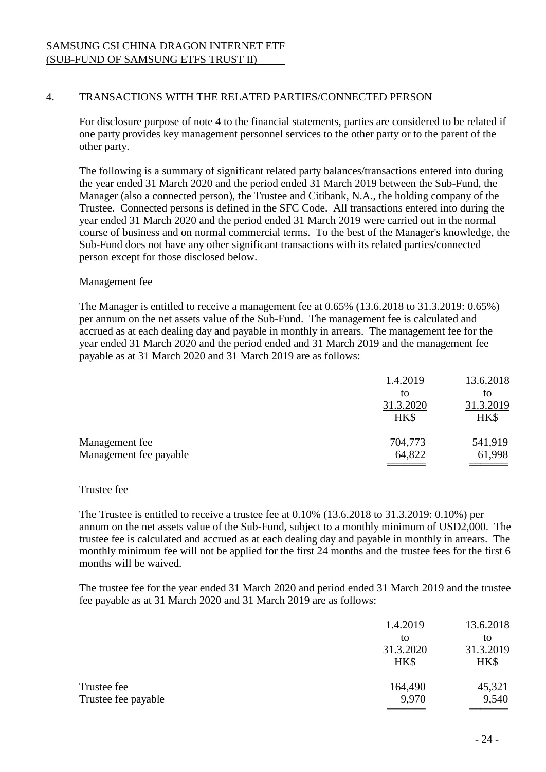## 4. TRANSACTIONS WITH THE RELATED PARTIES/CONNECTED PERSON

For disclosure purpose of note 4 to the financial statements, parties are considered to be related if one party provides key management personnel services to the other party or to the parent of the other party.

The following is a summary of significant related party balances/transactions entered into during the year ended 31 March 2020 and the period ended 31 March 2019 between the Sub-Fund, the Manager (also a connected person), the Trustee and Citibank, N.A., the holding company of the Trustee. Connected persons is defined in the SFC Code. All transactions entered into during the year ended 31 March 2020 and the period ended 31 March 2019 were carried out in the normal course of business and on normal commercial terms. To the best of the Manager's knowledge, the Sub-Fund does not have any other significant transactions with its related parties/connected person except for those disclosed below.

### Management fee

The Manager is entitled to receive a management fee at 0.65% (13.6.2018 to 31.3.2019: 0.65%) per annum on the net assets value of the Sub-Fund. The management fee is calculated and accrued as at each dealing day and payable in monthly in arrears. The management fee for the year ended 31 March 2020 and the period ended and 31 March 2019 and the management fee payable as at 31 March 2020 and 31 March 2019 are as follows:

| | 1.4.2019 to 31.3.2020 HK$ | 13.6.2018 to 31.3.2019 HK$ |
|---|---|---|
| Management fee | 704,773 | 541,919 |
| Management fee payable | 64,822 | 61,998 |

### Trustee fee

The Trustee is entitled to receive a trustee fee at 0.10% (13.6.2018 to 31.3.2019: 0.10%) per annum on the net assets value of the Sub-Fund, subject to a monthly minimum of USD2,000. The trustee fee is calculated and accrued as at each dealing day and payable in monthly in arrears. The monthly minimum fee will not be applied for the first 24 months and the trustee fees for the first 6 months will be waived.

The trustee fee for the year ended 31 March 2020 and period ended 31 March 2019 and the trustee fee payable as at 31 March 2020 and 31 March 2019 are as follows:

| | 1.4.2019 to 31.3.2020 HK$ | 13.6.2018 to 31.3.2019 HK$ |
|---|---|---|
| Trustee fee | 164,490 | 45,321 |
| Trustee fee payable | 9,970 | 9,540 |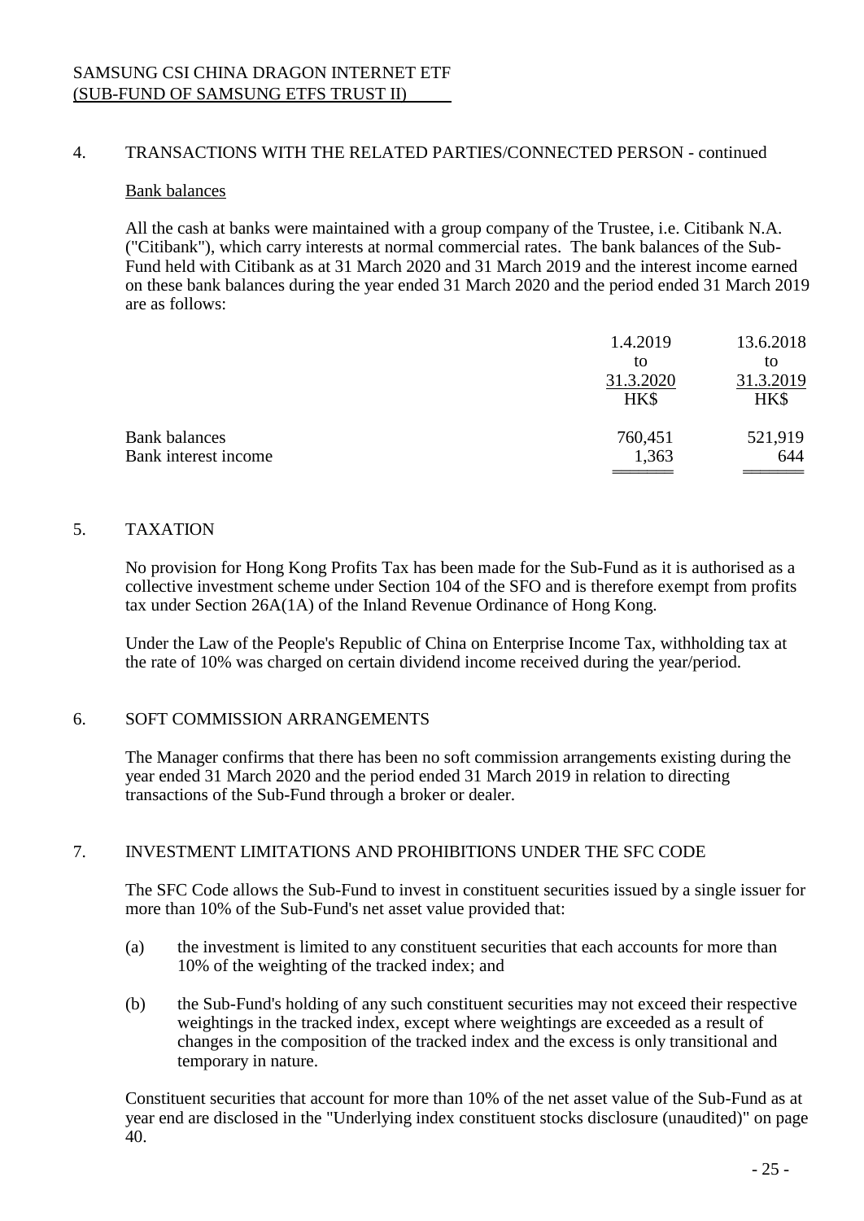## 4. TRANSACTIONS WITH THE RELATED PARTIES/CONNECTED PERSON - continued

### Bank balances

All the cash at banks were maintained with a group company of the Trustee, i.e. Citibank N.A. ("Citibank"), which carry interests at normal commercial rates. The bank balances of the Sub-Fund held with Citibank as at 31 March 2020 and 31 March 2019 and the interest income earned on these bank balances during the year ended 31 March 2020 and the period ended 31 March 2019 are as follows:

| | 1.4.2019 to 31.3.2020 HK$ | 13.6.2018 to 31.3.2019 HK$ |
|---|---|---|
| Bank balances | 760,451 | 521,919 |
| Bank interest income | 1,363 | 644 |

## 5. TAXATION

No provision for Hong Kong Profits Tax has been made for the Sub-Fund as it is authorised as a collective investment scheme under Section 104 of the SFO and is therefore exempt from profits tax under Section 26A(1A) of the Inland Revenue Ordinance of Hong Kong.

Under the Law of the People's Republic of China on Enterprise Income Tax, withholding tax at the rate of 10% was charged on certain dividend income received during the year/period.

## 6. SOFT COMMISSION ARRANGEMENTS

The Manager confirms that there has been no soft commission arrangements existing during the year ended 31 March 2020 and the period ended 31 March 2019 in relation to directing transactions of the Sub-Fund through a broker or dealer.

## 7. INVESTMENT LIMITATIONS AND PROHIBITIONS UNDER THE SFC CODE

The SFC Code allows the Sub-Fund to invest in constituent securities issued by a single issuer for more than 10% of the Sub-Fund's net asset value provided that:

(a) the investment is limited to any constituent securities that each accounts for more than 10% of the weighting of the tracked index; and

(b) the Sub-Fund's holding of any such constituent securities may not exceed their respective weightings in the tracked index, except where weightings are exceeded as a result of changes in the composition of the tracked index and the excess is only transitional and temporary in nature.

Constituent securities that account for more than 10% of the net asset value of the Sub-Fund as at year end are disclosed in the "Underlying index constituent stocks disclosure (unaudited)" on page 40.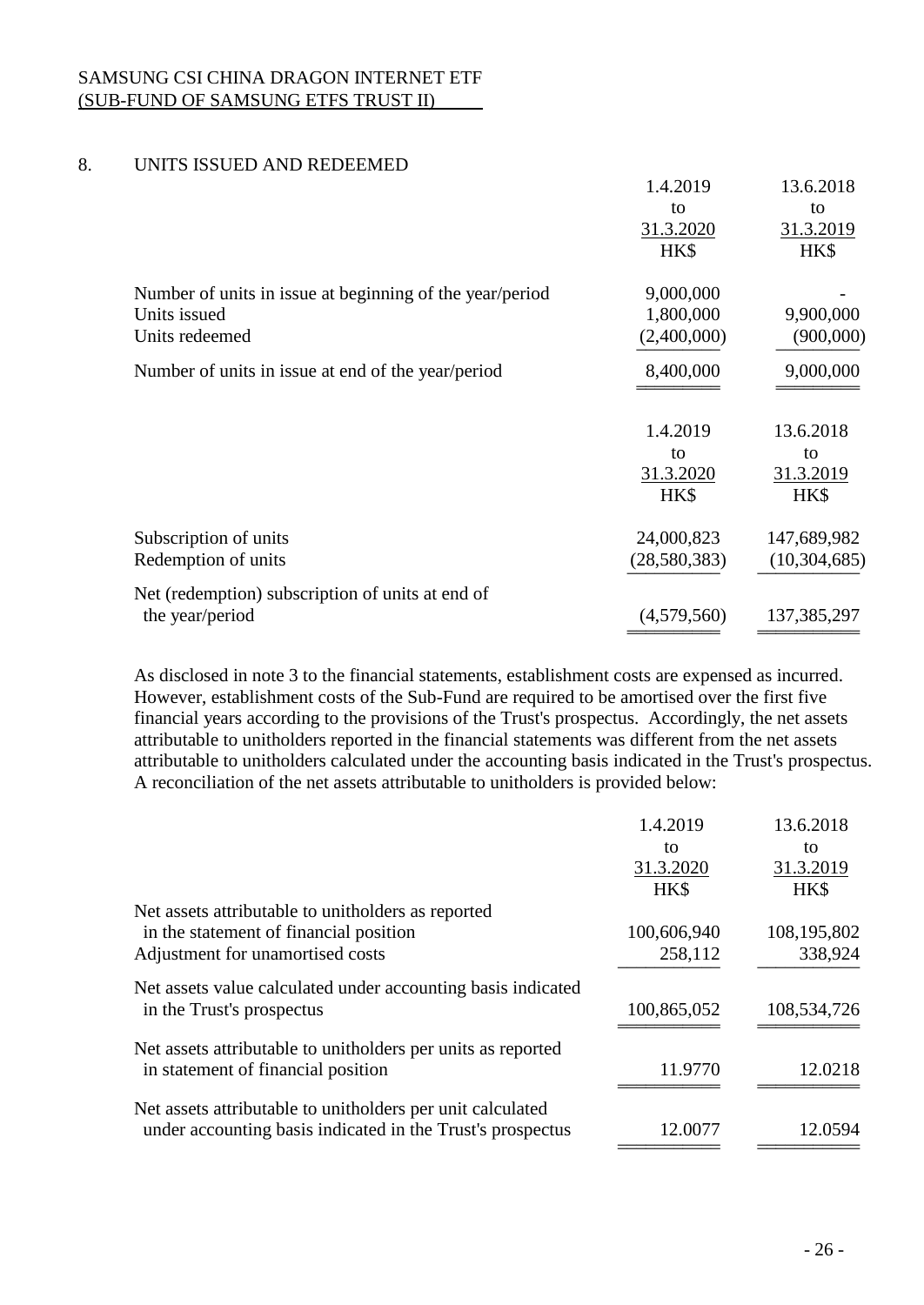## 8. UNITS ISSUED AND REDEEMED

| | 1.4.2019 to 31.3.2020 HK$ | 13.6.2018 to 31.3.2019 HK$ |
|---|---|---|
| Number of units in issue at beginning of the year/period | 9,000,000 | - |
| Units issued | 1,800,000 | 9,900,000 |
| Units redeemed | (2,400,000) | (900,000) |
| Number of units in issue at end of the year/period | 8,400,000 | 9,000,000 |

| | 1.4.2019 to 31.3.2020 HK$ | 13.6.2018 to 31.3.2019 HK$ |
|---|---|---|
| Subscription of units | 24,000,823 | 147,689,982 |
| Redemption of units | (28,580,383) | (10,304,685) |
| Net (redemption) subscription of units at end of the year/period | (4,579,560) | 137,385,297 |

As disclosed in note 3 to the financial statements, establishment costs are expensed as incurred. However, establishment costs of the Sub-Fund are required to be amortised over the first five financial years according to the provisions of the Trust's prospectus. Accordingly, the net assets attributable to unitholders reported in the financial statements was different from the net assets attributable to unitholders calculated under the accounting basis indicated in the Trust's prospectus. A reconciliation of the net assets attributable to unitholders is provided below:

| | 1.4.2019 to 31.3.2020 HK$ | 13.6.2018 to 31.3.2019 HK$ |
|---|---|---|
| Net assets attributable to unitholders as reported in the statement of financial position | 100,606,940 | 108,195,802 |
| Adjustment for unamortised costs | 258,112 | 338,924 |
| Net assets value calculated under accounting basis indicated in the Trust's prospectus | 100,865,052 | 108,534,726 |
| Net assets attributable to unitholders per units as reported in statement of financial position | 11.9770 | 12.0218 |
| Net assets attributable to unitholders per unit calculated under accounting basis indicated in the Trust's prospectus | 12.0077 | 12.0594 |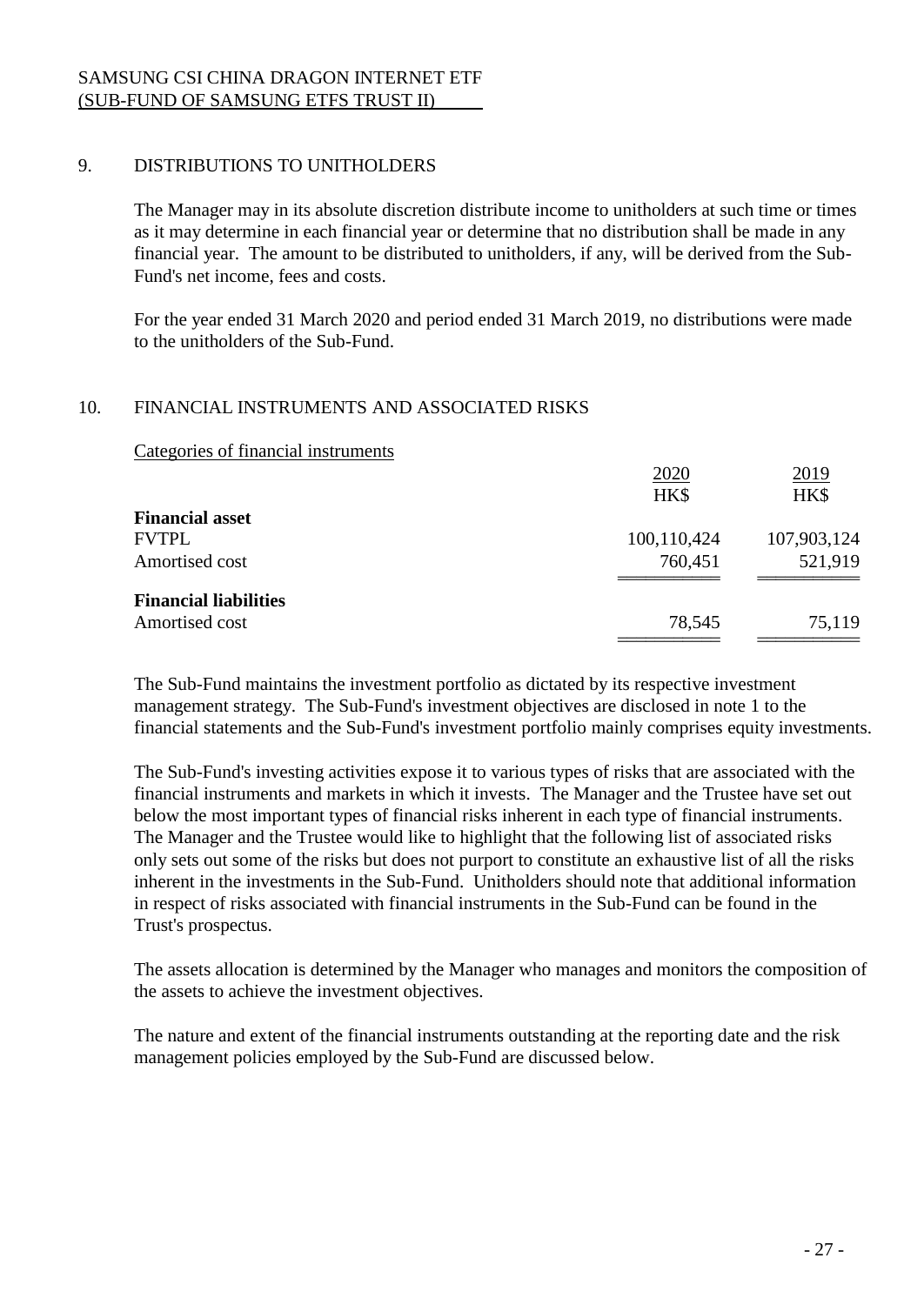## 9. DISTRIBUTIONS TO UNITHOLDERS

The Manager may in its absolute discretion distribute income to unitholders at such time or times as it may determine in each financial year or determine that no distribution shall be made in any financial year. The amount to be distributed to unitholders, if any, will be derived from the Sub-Fund's net income, fees and costs.

For the year ended 31 March 2020 and period ended 31 March 2019, no distributions were made to the unitholders of the Sub-Fund.

## 10. FINANCIAL INSTRUMENTS AND ASSOCIATED RISKS

Categories of financial instruments

| | 2020<br>HK$ | 2019<br>HK$ |
|---|---|---|
| **Financial asset** | | |
| FVTPL | 100,110,424 | 107,903,124 |
| Amortised cost | 760,451 | 521,919 |
| **Financial liabilities** | | |
| Amortised cost | 78,545 | 75,119 |

The Sub-Fund maintains the investment portfolio as dictated by its respective investment management strategy. The Sub-Fund's investment objectives are disclosed in note 1 to the financial statements and the Sub-Fund's investment portfolio mainly comprises equity investments.

The Sub-Fund's investing activities expose it to various types of risks that are associated with the financial instruments and markets in which it invests. The Manager and the Trustee have set out below the most important types of financial risks inherent in each type of financial instruments. The Manager and the Trustee would like to highlight that the following list of associated risks only sets out some of the risks but does not purport to constitute an exhaustive list of all the risks inherent in the investments in the Sub-Fund. Unitholders should note that additional information in respect of risks associated with financial instruments in the Sub-Fund can be found in the Trust's prospectus.

The assets allocation is determined by the Manager who manages and monitors the composition of the assets to achieve the investment objectives.

The nature and extent of the financial instruments outstanding at the reporting date and the risk management policies employed by the Sub-Fund are discussed below.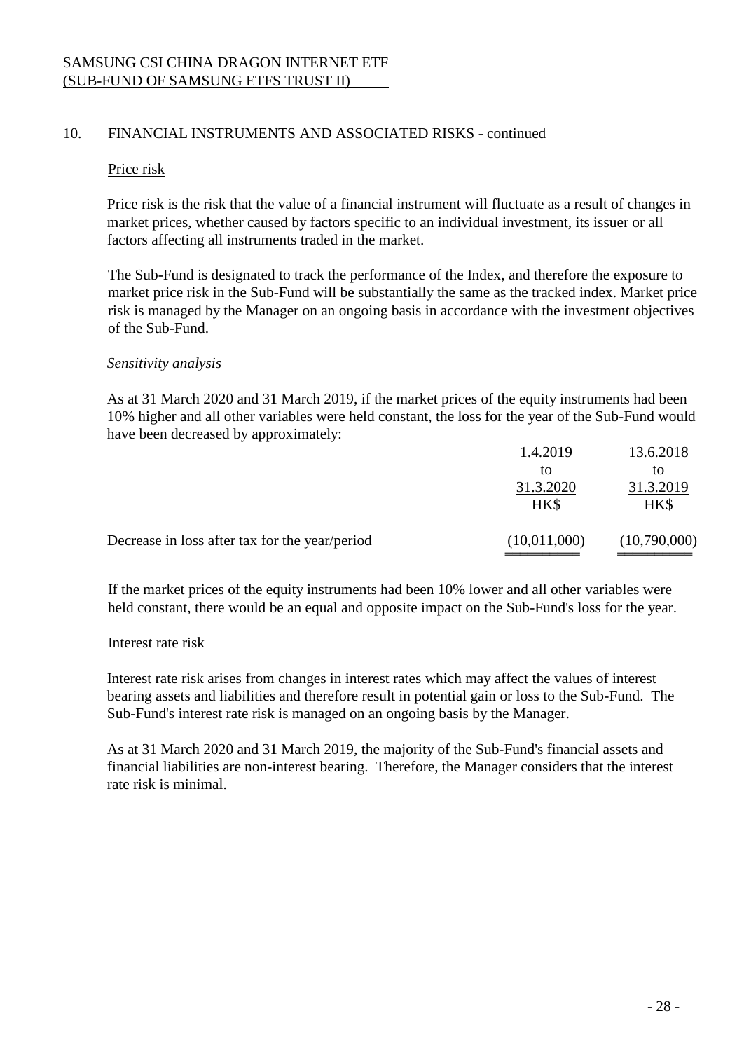SAMSUNG CSI CHINA DRAGON INTERNET ETF
(SUB-FUND OF SAMSUNG ETFS TRUST II)

## 10. FINANCIAL INSTRUMENTS AND ASSOCIATED RISKS - continued

### Price risk

Price risk is the risk that the value of a financial instrument will fluctuate as a result of changes in market prices, whether caused by factors specific to an individual investment, its issuer or all factors affecting all instruments traded in the market.

The Sub-Fund is designated to track the performance of the Index, and therefore the exposure to market price risk in the Sub-Fund will be substantially the same as the tracked index. Market price risk is managed by the Manager on an ongoing basis in accordance with the investment objectives of the Sub-Fund.

*Sensitivity analysis*

As at 31 March 2020 and 31 March 2019, if the market prices of the equity instruments had been 10% higher and all other variables were held constant, the loss for the year of the Sub-Fund would have been decreased by approximately:

| | 1.4.2019 to 31.3.2020 HK$ | 13.6.2018 to 31.3.2019 HK$ |
|---|---|---|
| Decrease in loss after tax for the year/period | (10,011,000) | (10,790,000) |

If the market prices of the equity instruments had been 10% lower and all other variables were held constant, there would be an equal and opposite impact on the Sub-Fund's loss for the year.

### Interest rate risk

Interest rate risk arises from changes in interest rates which may affect the values of interest bearing assets and liabilities and therefore result in potential gain or loss to the Sub-Fund. The Sub-Fund's interest rate risk is managed on an ongoing basis by the Manager.

As at 31 March 2020 and 31 March 2019, the majority of the Sub-Fund's financial assets and financial liabilities are non-interest bearing. Therefore, the Manager considers that the interest rate risk is minimal.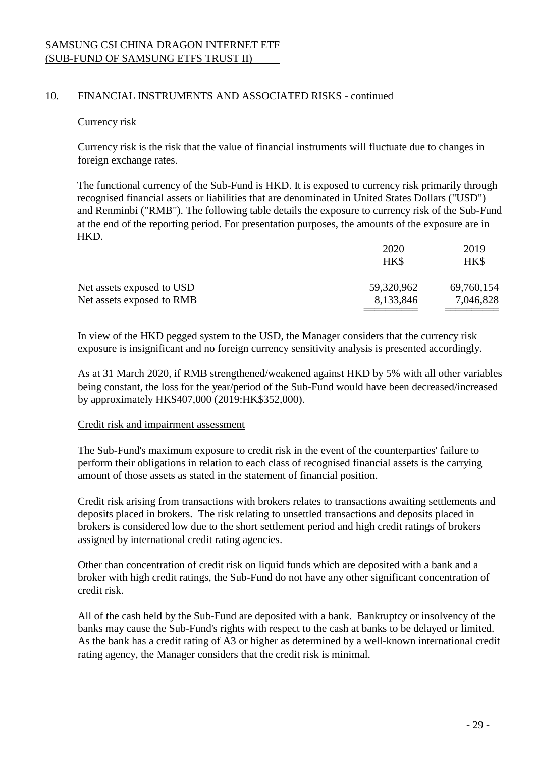SAMSUNG CSI CHINA DRAGON INTERNET ETF
(SUB-FUND OF SAMSUNG ETFS TRUST II)

## 10. FINANCIAL INSTRUMENTS AND ASSOCIATED RISKS - continued

### Currency risk

Currency risk is the risk that the value of financial instruments will fluctuate due to changes in foreign exchange rates.

The functional currency of the Sub-Fund is HKD. It is exposed to currency risk primarily through recognised financial assets or liabilities that are denominated in United States Dollars ("USD") and Renminbi ("RMB"). The following table details the exposure to currency risk of the Sub-Fund at the end of the reporting period. For presentation purposes, the amounts of the exposure are in HKD.

| | 2020<br>HK$ | 2019<br>HK$ |
|---|---|---|
| Net assets exposed to USD | 59,320,962 | 69,760,154 |
| Net assets exposed to RMB | 8,133,846 | 7,046,828 |

In view of the HKD pegged system to the USD, the Manager considers that the currency risk exposure is insignificant and no foreign currency sensitivity analysis is presented accordingly.

As at 31 March 2020, if RMB strengthened/weakened against HKD by 5% with all other variables being constant, the loss for the year/period of the Sub-Fund would have been decreased/increased by approximately HK$407,000 (2019:HK$352,000).

### Credit risk and impairment assessment

The Sub-Fund's maximum exposure to credit risk in the event of the counterparties' failure to perform their obligations in relation to each class of recognised financial assets is the carrying amount of those assets as stated in the statement of financial position.

Credit risk arising from transactions with brokers relates to transactions awaiting settlements and deposits placed in brokers. The risk relating to unsettled transactions and deposits placed in brokers is considered low due to the short settlement period and high credit ratings of brokers assigned by international credit rating agencies.

Other than concentration of credit risk on liquid funds which are deposited with a bank and a broker with high credit ratings, the Sub-Fund do not have any other significant concentration of credit risk.

All of the cash held by the Sub-Fund are deposited with a bank. Bankruptcy or insolvency of the banks may cause the Sub-Fund's rights with respect to the cash at banks to be delayed or limited. As the bank has a credit rating of A3 or higher as determined by a well-known international credit rating agency, the Manager considers that the credit risk is minimal.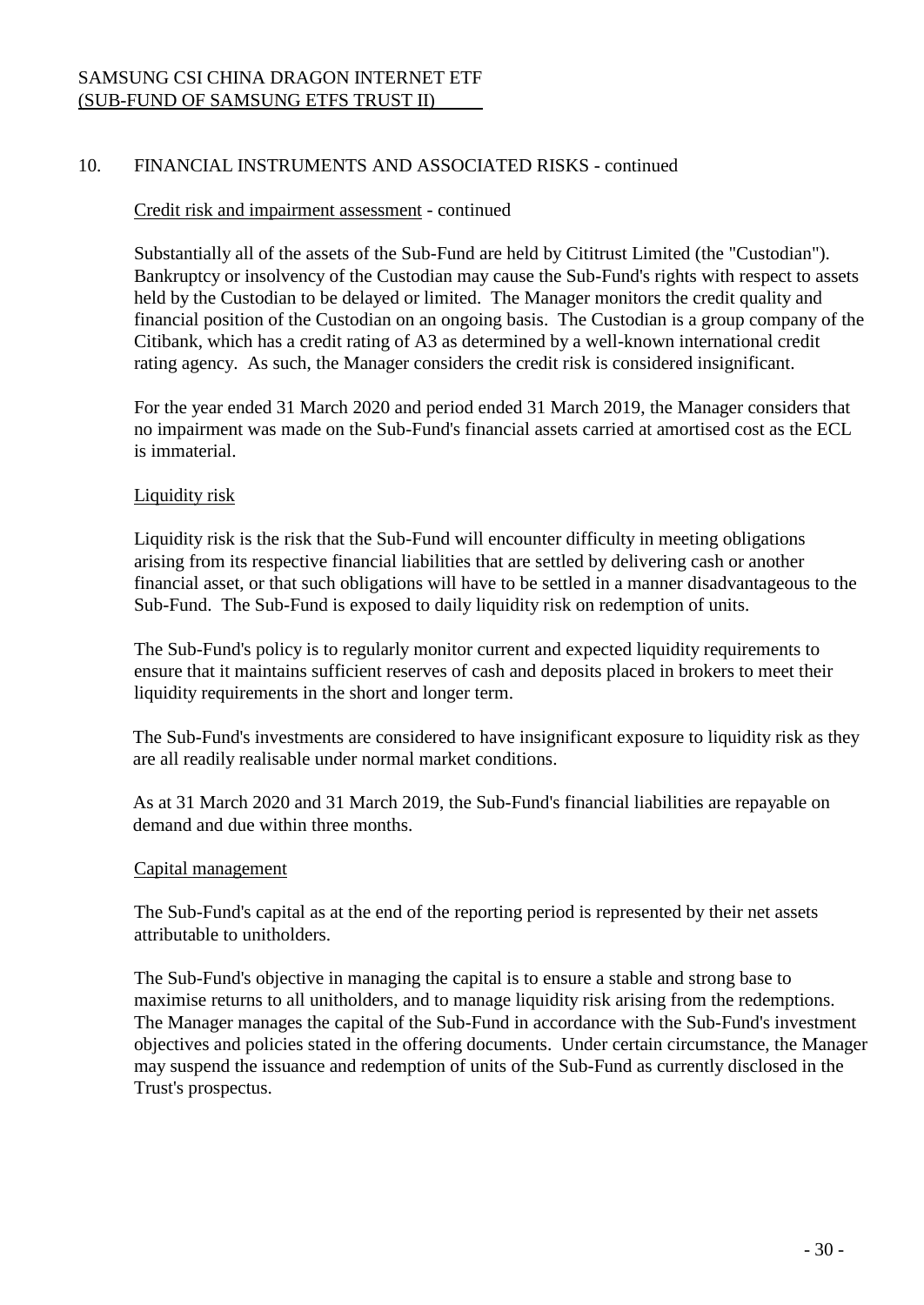SAMSUNG CSI CHINA DRAGON INTERNET ETF
(SUB-FUND OF SAMSUNG ETFS TRUST II)

## 10. FINANCIAL INSTRUMENTS AND ASSOCIATED RISKS - continued

Credit risk and impairment assessment - continued

Substantially all of the assets of the Sub-Fund are held by Cititrust Limited (the "Custodian"). Bankruptcy or insolvency of the Custodian may cause the Sub-Fund's rights with respect to assets held by the Custodian to be delayed or limited. The Manager monitors the credit quality and financial position of the Custodian on an ongoing basis. The Custodian is a group company of the Citibank, which has a credit rating of A3 as determined by a well-known international credit rating agency. As such, the Manager considers the credit risk is considered insignificant.

For the year ended 31 March 2020 and period ended 31 March 2019, the Manager considers that no impairment was made on the Sub-Fund's financial assets carried at amortised cost as the ECL is immaterial.

### Liquidity risk

Liquidity risk is the risk that the Sub-Fund will encounter difficulty in meeting obligations arising from its respective financial liabilities that are settled by delivering cash or another financial asset, or that such obligations will have to be settled in a manner disadvantageous to the Sub-Fund. The Sub-Fund is exposed to daily liquidity risk on redemption of units.

The Sub-Fund's policy is to regularly monitor current and expected liquidity requirements to ensure that it maintains sufficient reserves of cash and deposits placed in brokers to meet their liquidity requirements in the short and longer term.

The Sub-Fund's investments are considered to have insignificant exposure to liquidity risk as they are all readily realisable under normal market conditions.

As at 31 March 2020 and 31 March 2019, the Sub-Fund's financial liabilities are repayable on demand and due within three months.

### Capital management

The Sub-Fund's capital as at the end of the reporting period is represented by their net assets attributable to unitholders.

The Sub-Fund's objective in managing the capital is to ensure a stable and strong base to maximise returns to all unitholders, and to manage liquidity risk arising from the redemptions. The Manager manages the capital of the Sub-Fund in accordance with the Sub-Fund's investment objectives and policies stated in the offering documents. Under certain circumstance, the Manager may suspend the issuance and redemption of units of the Sub-Fund as currently disclosed in the Trust's prospectus.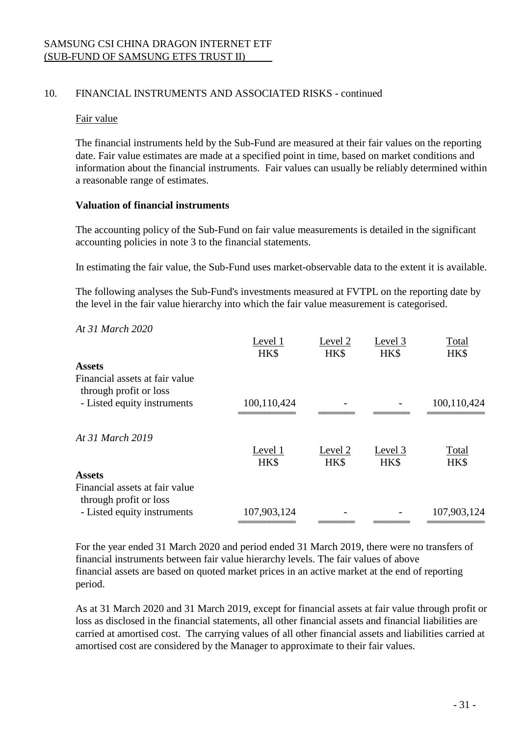## 10. FINANCIAL INSTRUMENTS AND ASSOCIATED RISKS - continued

Fair value

The financial instruments held by the Sub-Fund are measured at their fair values on the reporting date. Fair value estimates are made at a specified point in time, based on market conditions and information about the financial instruments. Fair values can usually be reliably determined within a reasonable range of estimates.

**Valuation of financial instruments**

The accounting policy of the Sub-Fund on fair value measurements is detailed in the significant accounting policies in note 3 to the financial statements.

In estimating the fair value, the Sub-Fund uses market-observable data to the extent it is available.

The following analyses the Sub-Fund's investments measured at FVTPL on the reporting date by the level in the fair value hierarchy into which the fair value measurement is categorised.

*At 31 March 2020*

| | Level 1<br>HK$ | Level 2<br>HK$ | Level 3<br>HK$ | Total<br>HK$ |
|---|---|---|---|---|
| **Assets** | | | | |
| Financial assets at fair value through profit or loss | | | | |
| - Listed equity instruments | 100,110,424 | - | - | 100,110,424 |

*At 31 March 2019*

| | Level 1<br>HK$ | Level 2<br>HK$ | Level 3<br>HK$ | Total<br>HK$ |
|---|---|---|---|---|
| **Assets** | | | | |
| Financial assets at fair value through profit or loss | | | | |
| - Listed equity instruments | 107,903,124 | - | - | 107,903,124 |

For the year ended 31 March 2020 and period ended 31 March 2019, there were no transfers of financial instruments between fair value hierarchy levels. The fair values of above financial assets are based on quoted market prices in an active market at the end of reporting period.

As at 31 March 2020 and 31 March 2019, except for financial assets at fair value through profit or loss as disclosed in the financial statements, all other financial assets and financial liabilities are carried at amortised cost. The carrying values of all other financial assets and liabilities carried at amortised cost are considered by the Manager to approximate to their fair values.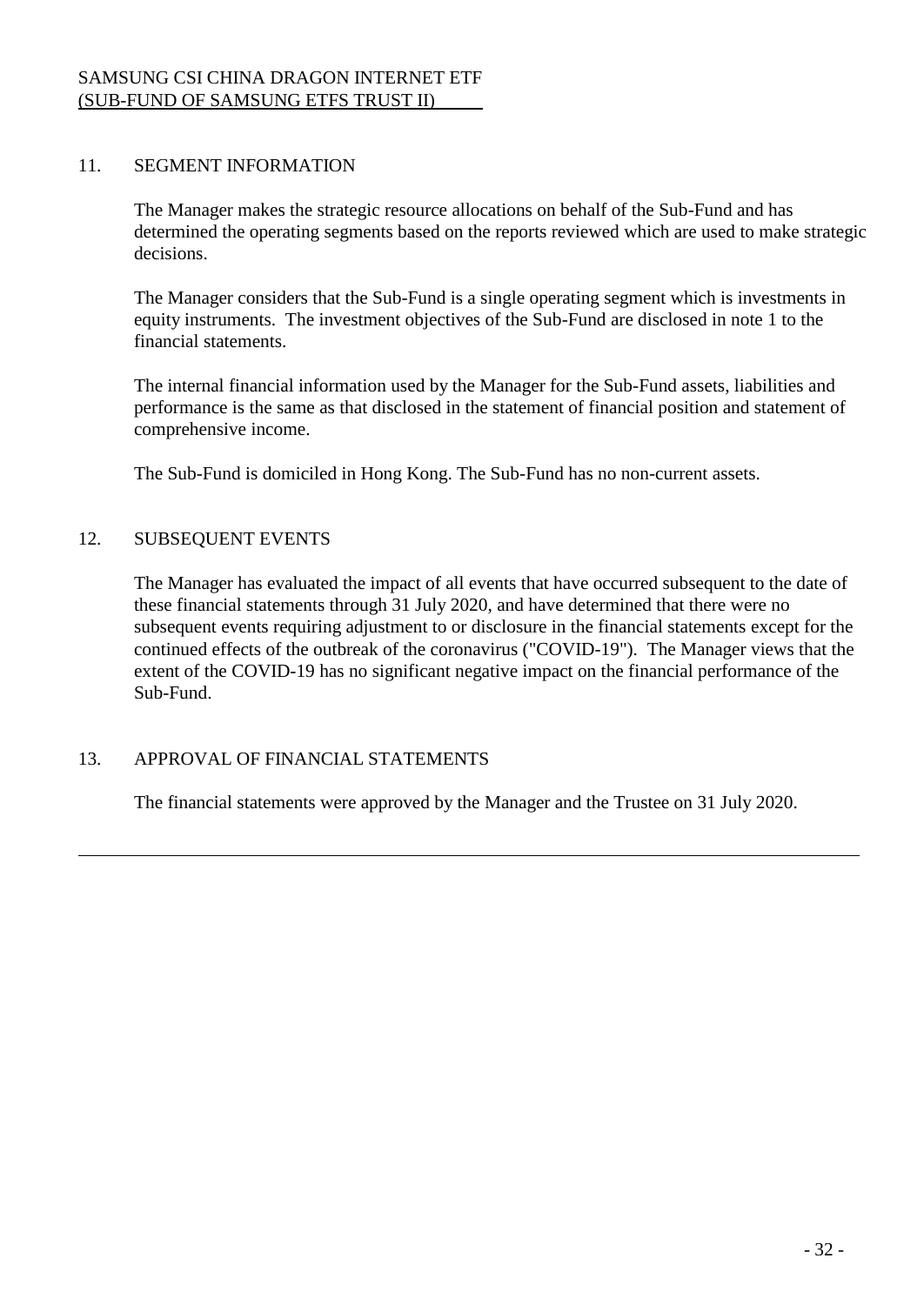## 11. SEGMENT INFORMATION

The Manager makes the strategic resource allocations on behalf of the Sub-Fund and has determined the operating segments based on the reports reviewed which are used to make strategic decisions.

The Manager considers that the Sub-Fund is a single operating segment which is investments in equity instruments. The investment objectives of the Sub-Fund are disclosed in note 1 to the financial statements.

The internal financial information used by the Manager for the Sub-Fund assets, liabilities and performance is the same as that disclosed in the statement of financial position and statement of comprehensive income.

The Sub-Fund is domiciled in Hong Kong. The Sub-Fund has no non-current assets.

## 12. SUBSEQUENT EVENTS

The Manager has evaluated the impact of all events that have occurred subsequent to the date of these financial statements through 31 July 2020, and have determined that there were no subsequent events requiring adjustment to or disclosure in the financial statements except for the continued effects of the outbreak of the coronavirus ("COVID-19"). The Manager views that the extent of the COVID-19 has no significant negative impact on the financial performance of the Sub-Fund.

## 13. APPROVAL OF FINANCIAL STATEMENTS

The financial statements were approved by the Manager and the Trustee on 31 July 2020.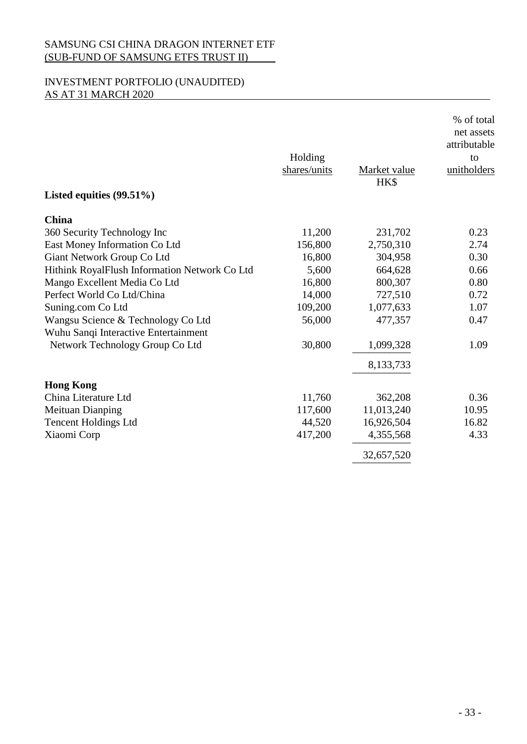SAMSUNG CSI CHINA DRAGON INTERNET ETF
(SUB-FUND OF SAMSUNG ETFS TRUST II)

INVESTMENT PORTFOLIO (UNAUDITED)
AS AT 31 MARCH 2020

| | Holding shares/units | Market value HK$ | % of total net assets attributable to unitholders |
|---|---|---|---|
| **Listed equities (99.51%)** | | | |
| **China** | | | |
| 360 Security Technology Inc | 11,200 | 231,702 | 0.23 |
| East Money Information Co Ltd | 156,800 | 2,750,310 | 2.74 |
| Giant Network Group Co Ltd | 16,800 | 304,958 | 0.30 |
| Hithink RoyalFlush Information Network Co Ltd | 5,600 | 664,628 | 0.66 |
| Mango Excellent Media Co Ltd | 16,800 | 800,307 | 0.80 |
| Perfect World Co Ltd/China | 14,000 | 727,510 | 0.72 |
| Suning.com Co Ltd | 109,200 | 1,077,633 | 1.07 |
| Wangsu Science & Technology Co Ltd | 56,000 | 477,357 | 0.47 |
| Wuhu Sanqi Interactive Entertainment Network Technology Group Co Ltd | 30,800 | 1,099,328 | 1.09 |
| | | 8,133,733 | |
| **Hong Kong** | | | |
| China Literature Ltd | 11,760 | 362,208 | 0.36 |
| Meituan Dianping | 117,600 | 11,013,240 | 10.95 |
| Tencent Holdings Ltd | 44,520 | 16,926,504 | 16.82 |
| Xiaomi Corp | 417,200 | 4,355,568 | 4.33 |
| | | 32,657,520 | |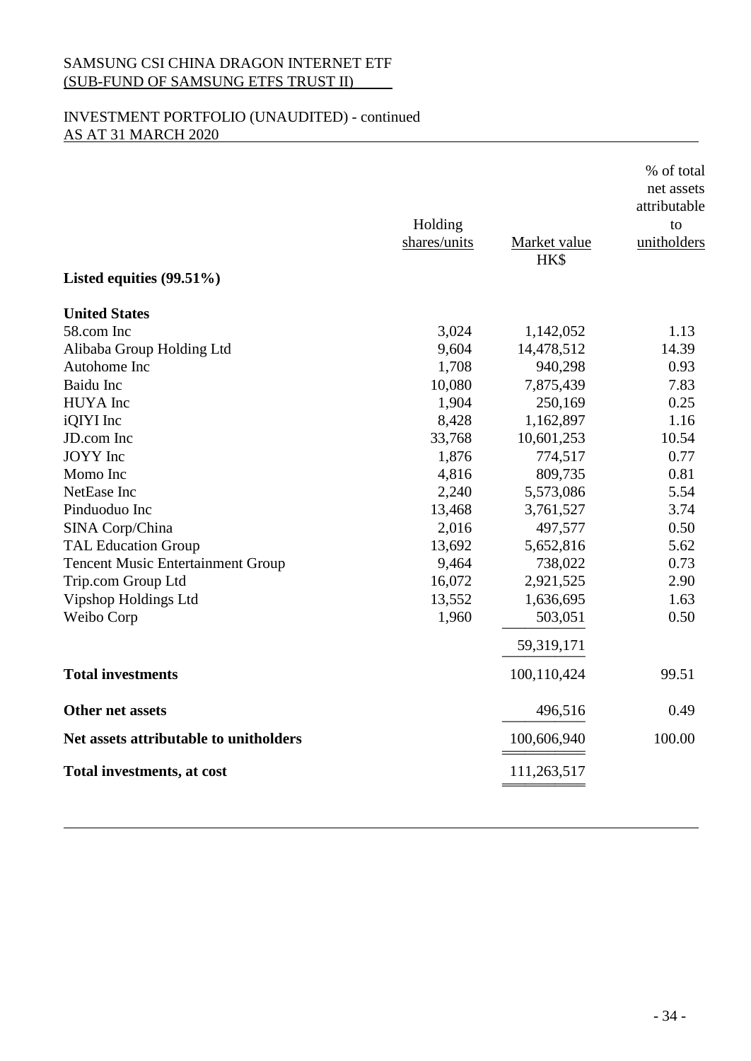SAMSUNG CSI CHINA DRAGON INTERNET ETF
(SUB-FUND OF SAMSUNG ETFS TRUST II)

INVESTMENT PORTFOLIO (UNAUDITED) - continued
AS AT 31 MARCH 2020

| | Holding shares/units | Market value HK$ | % of total net assets attributable to unitholders |
|---|---|---|---|
| **Listed equities (99.51%)** | | | |
| **United States** | | | |
| 58.com Inc | 3,024 | 1,142,052 | 1.13 |
| Alibaba Group Holding Ltd | 9,604 | 14,478,512 | 14.39 |
| Autohome Inc | 1,708 | 940,298 | 0.93 |
| Baidu Inc | 10,080 | 7,875,439 | 7.83 |
| HUYA Inc | 1,904 | 250,169 | 0.25 |
| iQIYI Inc | 8,428 | 1,162,897 | 1.16 |
| JD.com Inc | 33,768 | 10,601,253 | 10.54 |
| JOYY Inc | 1,876 | 774,517 | 0.77 |
| Momo Inc | 4,816 | 809,735 | 0.81 |
| NetEase Inc | 2,240 | 5,573,086 | 5.54 |
| Pinduoduo Inc | 13,468 | 3,761,527 | 3.74 |
| SINA Corp/China | 2,016 | 497,577 | 0.50 |
| TAL Education Group | 13,692 | 5,652,816 | 5.62 |
| Tencent Music Entertainment Group | 9,464 | 738,022 | 0.73 |
| Trip.com Group Ltd | 16,072 | 2,921,525 | 2.90 |
| Vipshop Holdings Ltd | 13,552 | 1,636,695 | 1.63 |
| Weibo Corp | 1,960 | 503,051 | 0.50 |
| | | 59,319,171 | |
| **Total investments** | | 100,110,424 | 99.51 |
| **Other net assets** | | 496,516 | 0.49 |
| **Net assets attributable to unitholders** | | 100,606,940 | 100.00 |
| **Total investments, at cost** | | 111,263,517 | |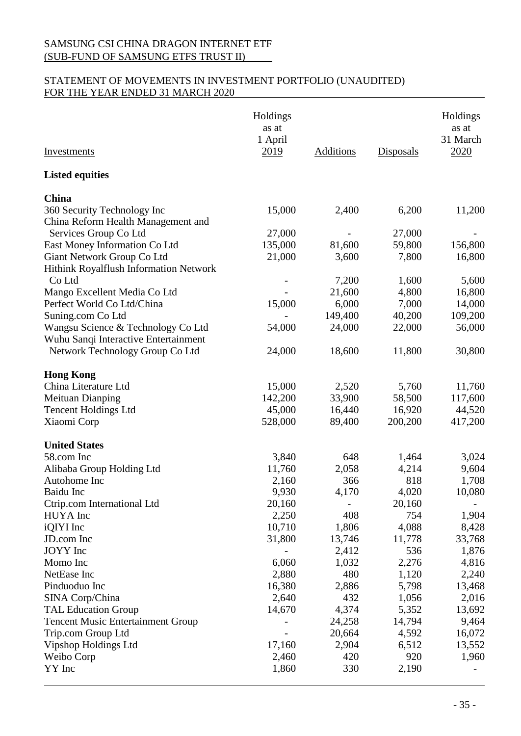SAMSUNG CSI CHINA DRAGON INTERNET ETF
(SUB-FUND OF SAMSUNG ETFS TRUST II)

STATEMENT OF MOVEMENTS IN INVESTMENT PORTFOLIO (UNAUDITED)
FOR THE YEAR ENDED 31 MARCH 2020

| Investments | Holdings as at 1 April 2019 | Additions | Disposals | Holdings as at 31 March 2020 |
|---|---|---|---|---|
| **Listed equities** | | | | |
| **China** | | | | |
| 360 Security Technology Inc | 15,000 | 2,400 | 6,200 | 11,200 |
| China Reform Health Management and Services Group Co Ltd | 27,000 | - | 27,000 | - |
| East Money Information Co Ltd | 135,000 | 81,600 | 59,800 | 156,800 |
| Giant Network Group Co Ltd | 21,000 | 3,600 | 7,800 | 16,800 |
| Hithink Royalflush Information Network Co Ltd | - | 7,200 | 1,600 | 5,600 |
| Mango Excellent Media Co Ltd | - | 21,600 | 4,800 | 16,800 |
| Perfect World Co Ltd/China | 15,000 | 6,000 | 7,000 | 14,000 |
| Suning.com Co Ltd | - | 149,400 | 40,200 | 109,200 |
| Wangsu Science & Technology Co Ltd | 54,000 | 24,000 | 22,000 | 56,000 |
| Wuhu Sanqi Interactive Entertainment Network Technology Group Co Ltd | 24,000 | 18,600 | 11,800 | 30,800 |
| **Hong Kong** | | | | |
| China Literature Ltd | 15,000 | 2,520 | 5,760 | 11,760 |
| Meituan Dianping | 142,200 | 33,900 | 58,500 | 117,600 |
| Tencent Holdings Ltd | 45,000 | 16,440 | 16,920 | 44,520 |
| Xiaomi Corp | 528,000 | 89,400 | 200,200 | 417,200 |
| **United States** | | | | |
| 58.com Inc | 3,840 | 648 | 1,464 | 3,024 |
| Alibaba Group Holding Ltd | 11,760 | 2,058 | 4,214 | 9,604 |
| Autohome Inc | 2,160 | 366 | 818 | 1,708 |
| Baidu Inc | 9,930 | 4,170 | 4,020 | 10,080 |
| Ctrip.com International Ltd | 20,160 | - | 20,160 | - |
| HUYA Inc | 2,250 | 408 | 754 | 1,904 |
| iQIYI Inc | 10,710 | 1,806 | 4,088 | 8,428 |
| JD.com Inc | 31,800 | 13,746 | 11,778 | 33,768 |
| JOYY Inc | - | 2,412 | 536 | 1,876 |
| Momo Inc | 6,060 | 1,032 | 2,276 | 4,816 |
| NetEase Inc | 2,880 | 480 | 1,120 | 2,240 |
| Pinduoduo Inc | 16,380 | 2,886 | 5,798 | 13,468 |
| SINA Corp/China | 2,640 | 432 | 1,056 | 2,016 |
| TAL Education Group | 14,670 | 4,374 | 5,352 | 13,692 |
| Tencent Music Entertainment Group | - | 24,258 | 14,794 | 9,464 |
| Trip.com Group Ltd | - | 20,664 | 4,592 | 16,072 |
| Vipshop Holdings Ltd | 17,160 | 2,904 | 6,512 | 13,552 |
| Weibo Corp | 2,460 | 420 | 920 | 1,960 |
| YY Inc | 1,860 | 330 | 2,190 | - |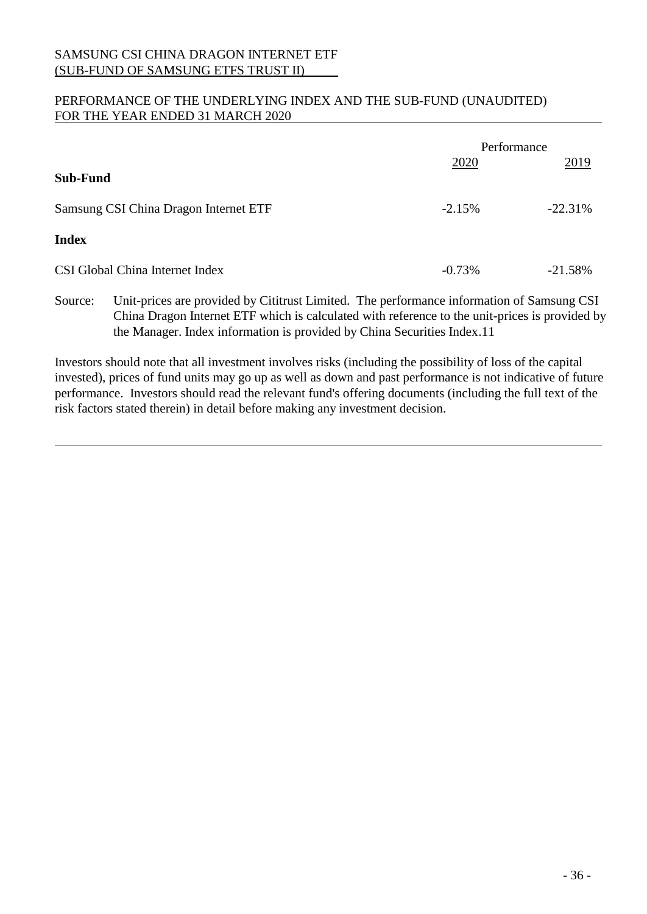SAMSUNG CSI CHINA DRAGON INTERNET ETF
(SUB-FUND OF SAMSUNG ETFS TRUST II)

PERFORMANCE OF THE UNDERLYING INDEX AND THE SUB-FUND (UNAUDITED)
FOR THE YEAR ENDED 31 MARCH 2020

| | Performance | |
|---|---|---|
| | 2020 | 2019 |
| **Sub-Fund** | | |
| Samsung CSI China Dragon Internet ETF | -2.15% | -22.31% |
| **Index** | | |
| CSI Global China Internet Index | -0.73% | -21.58% |

Source: Unit-prices are provided by Cititrust Limited. The performance information of Samsung CSI China Dragon Internet ETF which is calculated with reference to the unit-prices is provided by the Manager. Index information is provided by China Securities Index.11

Investors should note that all investment involves risks (including the possibility of loss of the capital invested), prices of fund units may go up as well as down and past performance is not indicative of future performance. Investors should read the relevant fund's offering documents (including the full text of the risk factors stated therein) in detail before making any investment decision.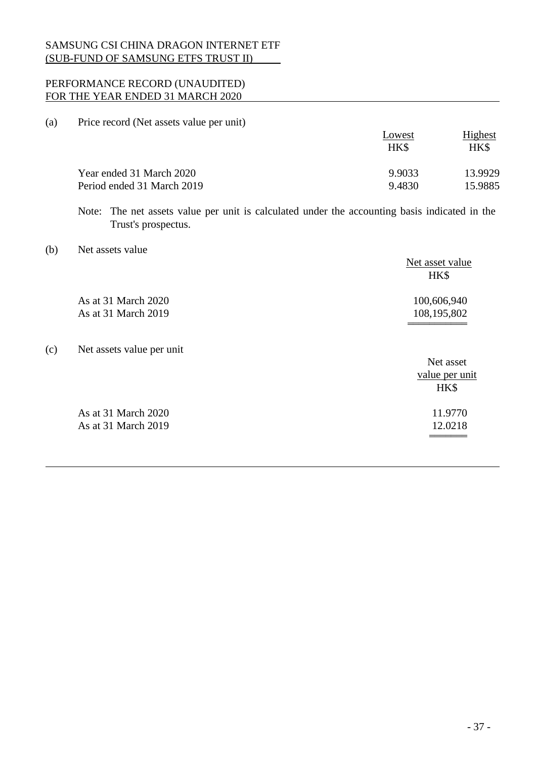SAMSUNG CSI CHINA DRAGON INTERNET ETF
(SUB-FUND OF SAMSUNG ETFS TRUST II)

PERFORMANCE RECORD (UNAUDITED)
FOR THE YEAR ENDED 31 MARCH 2020

(a) Price record (Net assets value per unit)

| | Lowest HK$ | Highest HK$ |
|---|---|---|
| Year ended 31 March 2020 | 9.9033 | 13.9929 |
| Period ended 31 March 2019 | 9.4830 | 15.9885 |

Note: The net assets value per unit is calculated under the accounting basis indicated in the Trust's prospectus.

(b) Net assets value

| | Net asset value HK$ |
|---|---|
| As at 31 March 2020 | 100,606,940 |
| As at 31 March 2019 | 108,195,802 |

(c) Net assets value per unit

| | Net asset value per unit HK$ |
|---|---|
| As at 31 March 2020 | 11.9770 |
| As at 31 March 2019 | 12.0218 |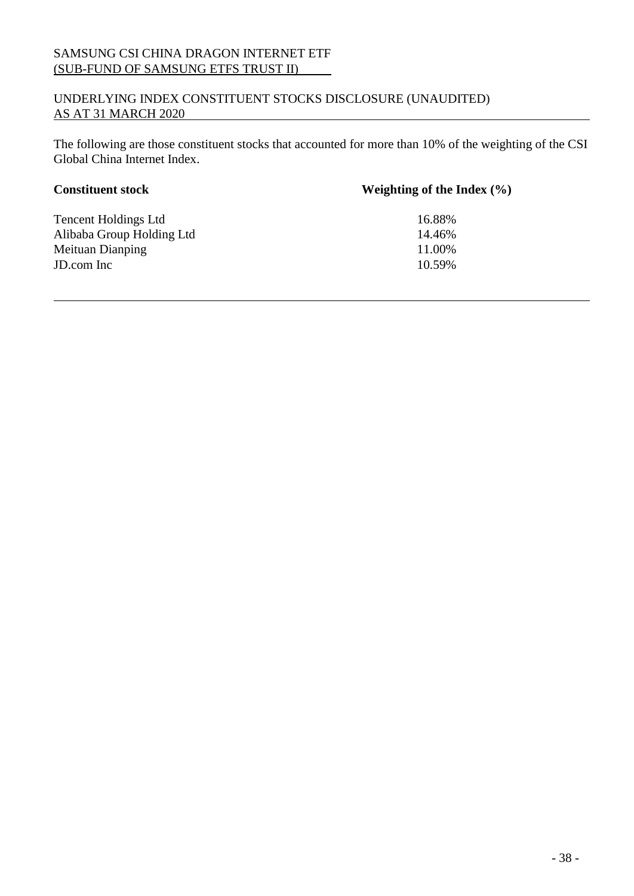SAMSUNG CSI CHINA DRAGON INTERNET ETF
(SUB-FUND OF SAMSUNG ETFS TRUST II)

UNDERLYING INDEX CONSTITUENT STOCKS DISCLOSURE (UNAUDITED)
AS AT 31 MARCH 2020

The following are those constituent stocks that accounted for more than 10% of the weighting of the CSI Global China Internet Index.

| **Constituent stock** | **Weighting of the Index (%)** |
|---|---|
| Tencent Holdings Ltd | 16.88% |
| Alibaba Group Holding Ltd | 14.46% |
| Meituan Dianping | 11.00% |
| JD.com Inc | 10.59% |